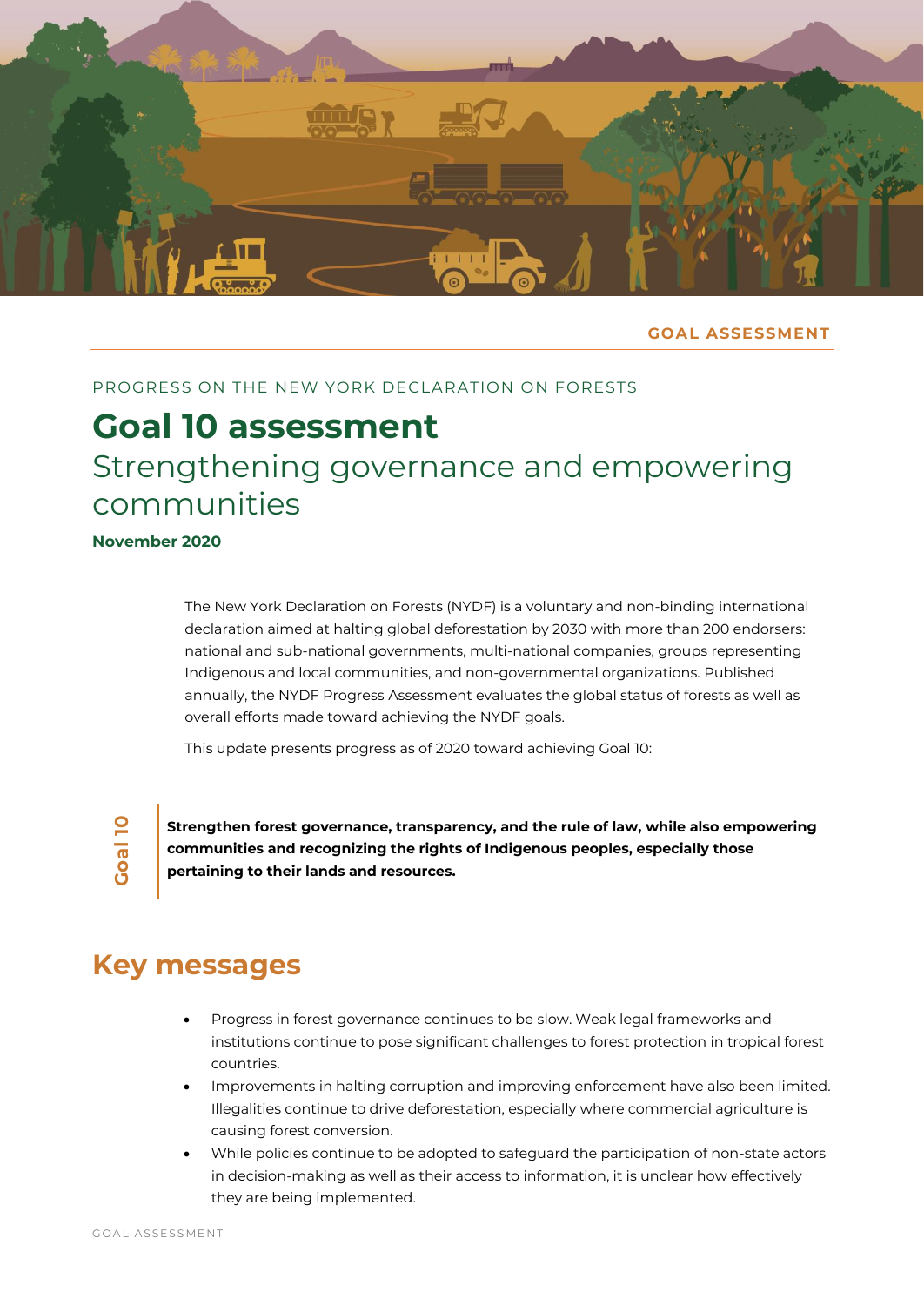GOAL ASSESSMENT

PROGRESS ON THE NEW YORK DECLARATION ON FORESTS

# Goal 10 assessment

## Strengthening governance and empowering communities

**November 2020**

The New York Declaration on Forests (NYDF) is a voluntary and non-binding international declaration aimed at halting global deforestation by 2030 with more than 200 endorsers: national and sub-national governments, multi-national companies, groups representing Indigenous and local communities, and non-governmental organizations. Published annually, the NYDF Progress Assessment evaluates the global status of forests as well as overall efforts made toward achieving the NYDF goals.

This update presents progress as of 2020 toward achieving Goal 10:

**Goal 10**

**Strengthen forest governance, transparency, and the rule of law, while also empowering communities and recognizing the rights of Indigenous peoples, especially those pertaining to their lands and resources.**

## Key messages

- Progress in forest governance continues to be slow. Weak legal frameworks and institutions continue to pose significant challenges to forest protection in tropical forest countries.
- Improvements in halting corruption and improving enforcement have also been limited. Illegalities continue to drive deforestation, especially where commercial agriculture is causing forest conversion.
- While policies continue to be adopted to safeguard the participation of non-state actors in decision-making as well as their access to information, it is unclear how effectively they are being implemented.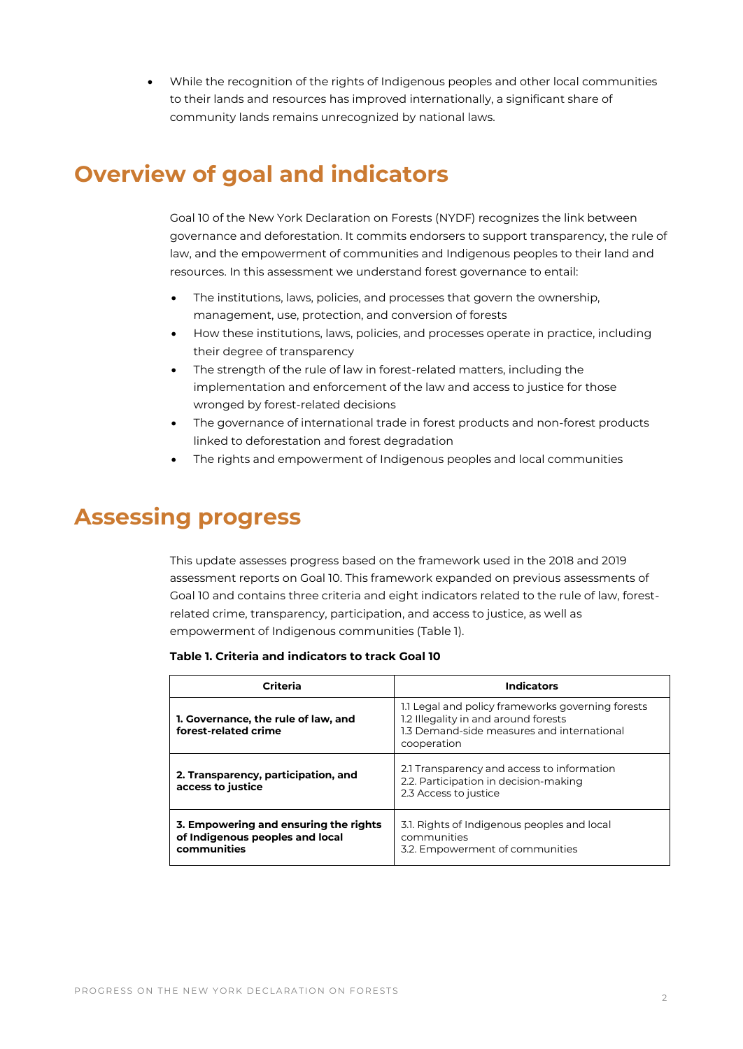- While the recognition of the rights of Indigenous peoples and other local communities to their lands and resources has improved internationally, a significant share of community lands remains unrecognized by national laws.

## Overview of goal and indicators

Goal 10 of the New York Declaration on Forests (NYDF) recognizes the link between governance and deforestation. It commits endorsers to support transparency, the rule of law, and the empowerment of communities and Indigenous peoples to their land and resources. In this assessment we understand forest governance to entail:

- The institutions, laws, policies, and processes that govern the ownership, management, use, protection, and conversion of forests
- How these institutions, laws, policies, and processes operate in practice, including their degree of transparency
- The strength of the rule of law in forest-related matters, including the implementation and enforcement of the law and access to justice for those wronged by forest-related decisions
- The governance of international trade in forest products and non-forest products linked to deforestation and forest degradation
- The rights and empowerment of Indigenous peoples and local communities

## Assessing progress

This update assesses progress based on the framework used in the 2018 and 2019 assessment reports on Goal 10. This framework expanded on previous assessments of Goal 10 and contains three criteria and eight indicators related to the rule of law, forest-related crime, transparency, participation, and access to justice, as well as empowerment of Indigenous communities (Table 1).

**Table 1. Criteria and indicators to track Goal 10**

| Criteria | Indicators |
| --- | --- |
| **1. Governance, the rule of law, and forest-related crime** | 1.1 Legal and policy frameworks governing forests<br>1.2 Illegality in and around forests<br>1.3 Demand-side measures and international cooperation |
| **2. Transparency, participation, and access to justice** | 2.1 Transparency and access to information<br>2.2. Participation in decision-making<br>2.3 Access to justice |
| **3. Empowering and ensuring the rights of Indigenous peoples and local communities** | 3.1. Rights of Indigenous peoples and local communities<br>3.2. Empowerment of communities |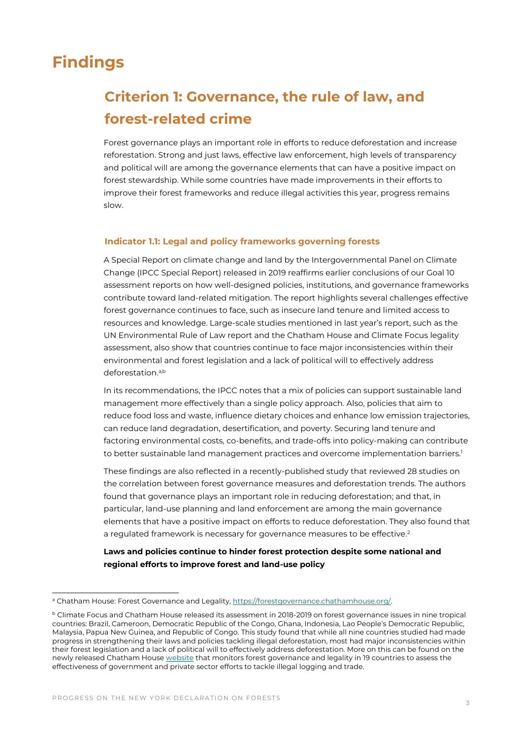# Findings

## Criterion 1: Governance, the rule of law, and forest-related crime

Forest governance plays an important role in efforts to reduce deforestation and increase reforestation. Strong and just laws, effective law enforcement, high levels of transparency and political will are among the governance elements that can have a positive impact on forest stewardship. While some countries have made improvements in their efforts to improve their forest frameworks and reduce illegal activities this year, progress remains slow.

### Indicator 1.1: Legal and policy frameworks governing forests

A Special Report on climate change and land by the Intergovernmental Panel on Climate Change (IPCC Special Report) released in 2019 reaffirms earlier conclusions of our Goal 10 assessment reports on how well-designed policies, institutions, and governance frameworks contribute toward land-related mitigation. The report highlights several challenges effective forest governance continues to face, such as insecure land tenure and limited access to resources and knowledge. Large-scale studies mentioned in last year's report, such as the UN Environmental Rule of Law report and the Chatham House and Climate Focus legality assessment, also show that countries continue to face major inconsistencies within their environmental and forest legislation and a lack of political will to effectively address deforestation.[a,b]

In its recommendations, the IPCC notes that a mix of policies can support sustainable land management more effectively than a single policy approach. Also, policies that aim to reduce food loss and waste, influence dietary choices and enhance low emission trajectories, can reduce land degradation, desertification, and poverty. Securing land tenure and factoring environmental costs, co-benefits, and trade-offs into policy-making can contribute to better sustainable land management practices and overcome implementation barriers.[1]

These findings are also reflected in a recently-published study that reviewed 28 studies on the correlation between forest governance measures and deforestation trends. The authors found that governance plays an important role in reducing deforestation; and that, in particular, land-use planning and land enforcement are among the main governance elements that have a positive impact on efforts to reduce deforestation. They also found that a regulated framework is necessary for governance measures to be effective.[2]

**Laws and policies continue to hinder forest protection despite some national and regional efforts to improve forest and land-use policy**

---

[a] Chatham House: Forest Governance and Legality, https://forestgovernance.chathamhouse.org/.

[b] Climate Focus and Chatham House released its assessment in 2018-2019 on forest governance issues in nine tropical countries: Brazil, Cameroon, Democratic Republic of the Congo, Ghana, Indonesia, Lao People's Democratic Republic, Malaysia, Papua New Guinea, and Republic of Congo. This study found that while all nine countries studied had made progress in strengthening their laws and policies tackling illegal deforestation, most had major inconsistencies within their forest legislation and a lack of political will to effectively address deforestation. More on this can be found on the newly released Chatham House website that monitors forest governance and legality in 19 countries to assess the effectiveness of government and private sector efforts to tackle illegal logging and trade.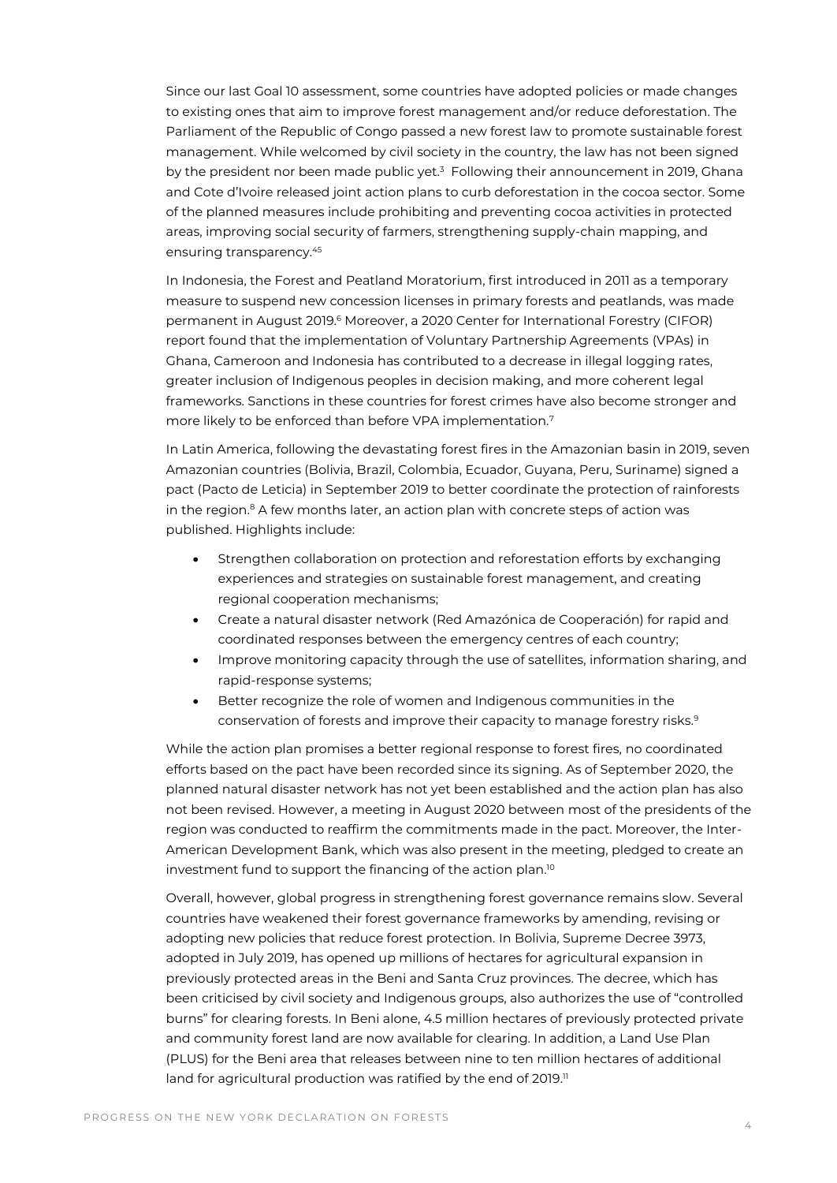Since our last Goal 10 assessment, some countries have adopted policies or made changes to existing ones that aim to improve forest management and/or reduce deforestation. The Parliament of the Republic of Congo passed a new forest law to promote sustainable forest management. While welcomed by civil society in the country, the law has not been signed by the president nor been made public yet.[3] Following their announcement in 2019, Ghana and Cote d'Ivoire released joint action plans to curb deforestation in the cocoa sector. Some of the planned measures include prohibiting and preventing cocoa activities in protected areas, improving social security of farmers, strengthening supply-chain mapping, and ensuring transparency.[4,5]

In Indonesia, the Forest and Peatland Moratorium, first introduced in 2011 as a temporary measure to suspend new concession licenses in primary forests and peatlands, was made permanent in August 2019.[6] Moreover, a 2020 Center for International Forestry (CIFOR) report found that the implementation of Voluntary Partnership Agreements (VPAs) in Ghana, Cameroon and Indonesia has contributed to a decrease in illegal logging rates, greater inclusion of Indigenous peoples in decision making, and more coherent legal frameworks. Sanctions in these countries for forest crimes have also become stronger and more likely to be enforced than before VPA implementation.[7]

In Latin America, following the devastating forest fires in the Amazonian basin in 2019, seven Amazonian countries (Bolivia, Brazil, Colombia, Ecuador, Guyana, Peru, Suriname) signed a pact (Pacto de Leticia) in September 2019 to better coordinate the protection of rainforests in the region.[8] A few months later, an action plan with concrete steps of action was published. Highlights include:

- Strengthen collaboration on protection and reforestation efforts by exchanging experiences and strategies on sustainable forest management, and creating regional cooperation mechanisms;
- Create a natural disaster network (Red Amazónica de Cooperación) for rapid and coordinated responses between the emergency centres of each country;
- Improve monitoring capacity through the use of satellites, information sharing, and rapid-response systems;
- Better recognize the role of women and Indigenous communities in the conservation of forests and improve their capacity to manage forestry risks.[9]

While the action plan promises a better regional response to forest fires, no coordinated efforts based on the pact have been recorded since its signing. As of September 2020, the planned natural disaster network has not yet been established and the action plan has also not been revised. However, a meeting in August 2020 between most of the presidents of the region was conducted to reaffirm the commitments made in the pact. Moreover, the Inter-American Development Bank, which was also present in the meeting, pledged to create an investment fund to support the financing of the action plan.[10]

Overall, however, global progress in strengthening forest governance remains slow. Several countries have weakened their forest governance frameworks by amending, revising or adopting new policies that reduce forest protection. In Bolivia, Supreme Decree 3973, adopted in July 2019, has opened up millions of hectares for agricultural expansion in previously protected areas in the Beni and Santa Cruz provinces. The decree, which has been criticised by civil society and Indigenous groups, also authorizes the use of "controlled burns" for clearing forests. In Beni alone, 4.5 million hectares of previously protected private and community forest land are now available for clearing. In addition, a Land Use Plan (PLUS) for the Beni area that releases between nine to ten million hectares of additional land for agricultural production was ratified by the end of 2019.[11]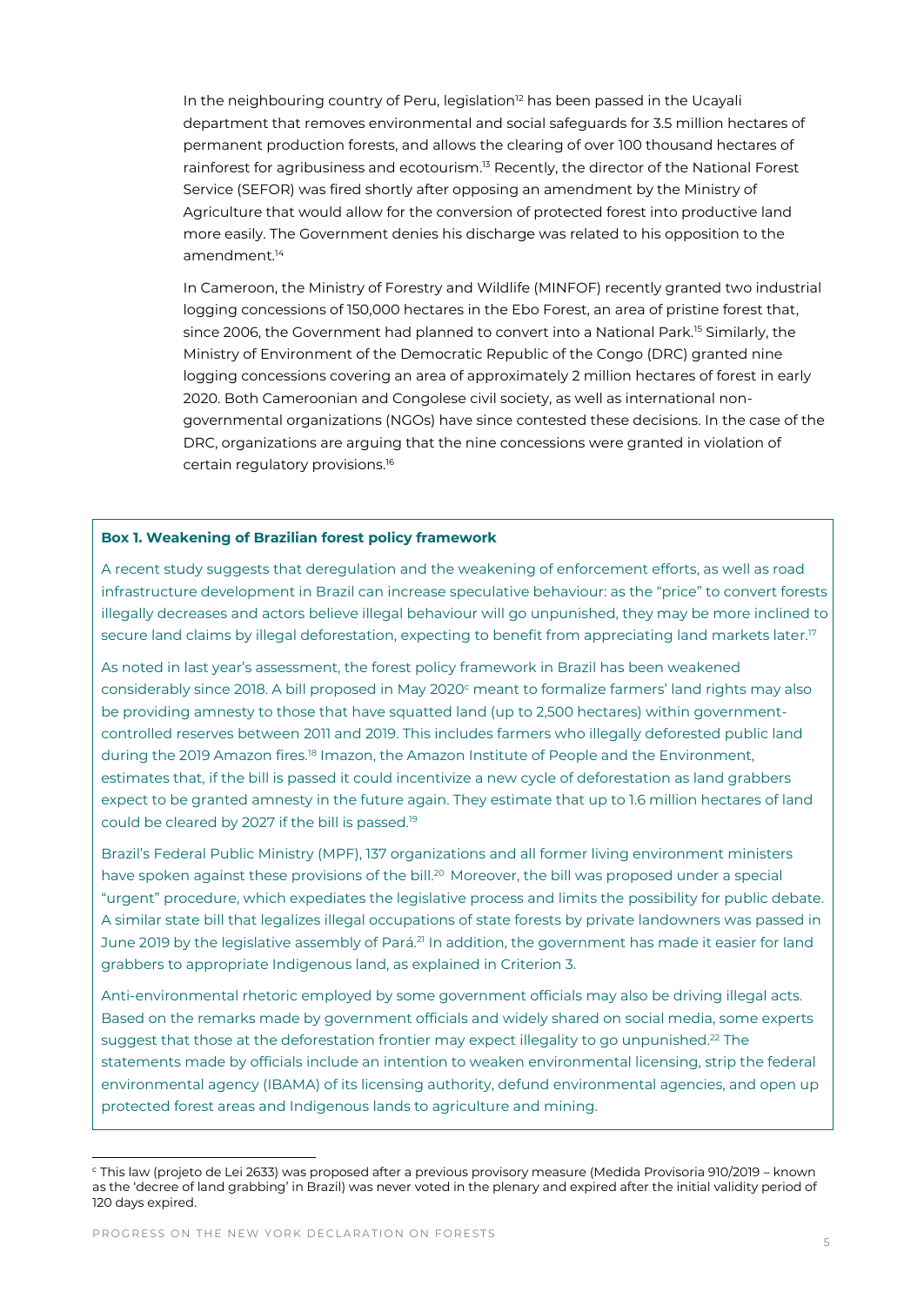In the neighbouring country of Peru, legislation[12] has been passed in the Ucayali department that removes environmental and social safeguards for 3.5 million hectares of permanent production forests, and allows the clearing of over 100 thousand hectares of rainforest for agribusiness and ecotourism.[13] Recently, the director of the National Forest Service (SEFOR) was fired shortly after opposing an amendment by the Ministry of Agriculture that would allow for the conversion of protected forest into productive land more easily. The Government denies his discharge was related to his opposition to the amendment.[14]

In Cameroon, the Ministry of Forestry and Wildlife (MINFOF) recently granted two industrial logging concessions of 150,000 hectares in the Ebo Forest, an area of pristine forest that, since 2006, the Government had planned to convert into a National Park.[15] Similarly, the Ministry of Environment of the Democratic Republic of the Congo (DRC) granted nine logging concessions covering an area of approximately 2 million hectares of forest in early 2020. Both Cameroonian and Congolese civil society, as well as international non-governmental organizations (NGOs) have since contested these decisions. In the case of the DRC, organizations are arguing that the nine concessions were granted in violation of certain regulatory provisions.[16]

**Box 1. Weakening of Brazilian forest policy framework**

A recent study suggests that deregulation and the weakening of enforcement efforts, as well as road infrastructure development in Brazil can increase speculative behaviour: as the "price" to convert forests illegally decreases and actors believe illegal behaviour will go unpunished, they may be more inclined to secure land claims by illegal deforestation, expecting to benefit from appreciating land markets later.[17]

As noted in last year's assessment, the forest policy framework in Brazil has been weakened considerably since 2018. A bill proposed in May 2020[c] meant to formalize farmers' land rights may also be providing amnesty to those that have squatted land (up to 2,500 hectares) within government-controlled reserves between 2011 and 2019. This includes farmers who illegally deforested public land during the 2019 Amazon fires.[18] Imazon, the Amazon Institute of People and the Environment, estimates that, if the bill is passed it could incentivize a new cycle of deforestation as land grabbers expect to be granted amnesty in the future again. They estimate that up to 1.6 million hectares of land could be cleared by 2027 if the bill is passed.[19]

Brazil's Federal Public Ministry (MPF), 137 organizations and all former living environment ministers have spoken against these provisions of the bill.[20] Moreover, the bill was proposed under a special "urgent" procedure, which expediates the legislative process and limits the possibility for public debate. A similar state bill that legalizes illegal occupations of state forests by private landowners was passed in June 2019 by the legislative assembly of Pará.[21] In addition, the government has made it easier for land grabbers to appropriate Indigenous land, as explained in Criterion 3.

Anti-environmental rhetoric employed by some government officials may also be driving illegal acts. Based on the remarks made by government officials and widely shared on social media, some experts suggest that those at the deforestation frontier may expect illegality to go unpunished.[22] The statements made by officials include an intention to weaken environmental licensing, strip the federal environmental agency (IBAMA) of its licensing authority, defund environmental agencies, and open up protected forest areas and Indigenous lands to agriculture and mining.

---

[c] This law (projeto de Lei 2633) was proposed after a previous provisory measure (Medida Provisoria 910/2019 – known as the 'decree of land grabbing' in Brazil) was never voted in the plenary and expired after the initial validity period of 120 days expired.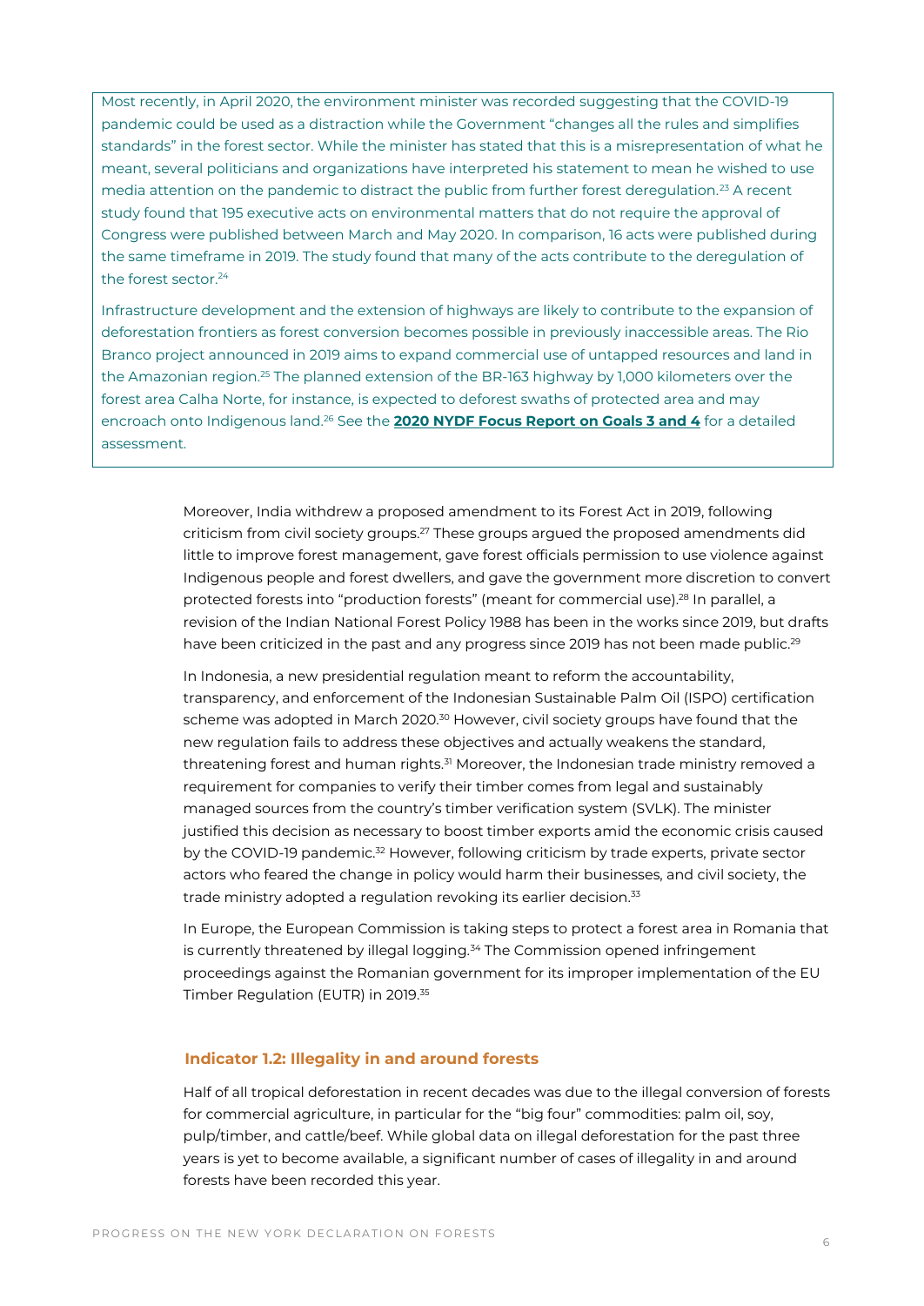Most recently, in April 2020, the environment minister was recorded suggesting that the COVID-19 pandemic could be used as a distraction while the Government "changes all the rules and simplifies standards" in the forest sector. While the minister has stated that this is a misrepresentation of what he meant, several politicians and organizations have interpreted his statement to mean he wished to use media attention on the pandemic to distract the public from further forest deregulation.[23] A recent study found that 195 executive acts on environmental matters that do not require the approval of Congress were published between March and May 2020. In comparison, 16 acts were published during the same timeframe in 2019. The study found that many of the acts contribute to the deregulation of the forest sector.[24]

Infrastructure development and the extension of highways are likely to contribute to the expansion of deforestation frontiers as forest conversion becomes possible in previously inaccessible areas. The Rio Branco project announced in 2019 aims to expand commercial use of untapped resources and land in the Amazonian region.[25] The planned extension of the BR-163 highway by 1,000 kilometers over the forest area Calha Norte, for instance, is expected to deforest swaths of protected area and may encroach onto Indigenous land.[26] See the **2020 NYDF Focus Report on Goals 3 and 4** for a detailed assessment.

Moreover, India withdrew a proposed amendment to its Forest Act in 2019, following criticism from civil society groups.[27] These groups argued the proposed amendments did little to improve forest management, gave forest officials permission to use violence against Indigenous people and forest dwellers, and gave the government more discretion to convert protected forests into "production forests" (meant for commercial use).[28] In parallel, a revision of the Indian National Forest Policy 1988 has been in the works since 2019, but drafts have been criticized in the past and any progress since 2019 has not been made public.[29]

In Indonesia, a new presidential regulation meant to reform the accountability, transparency, and enforcement of the Indonesian Sustainable Palm Oil (ISPO) certification scheme was adopted in March 2020.[30] However, civil society groups have found that the new regulation fails to address these objectives and actually weakens the standard, threatening forest and human rights.[31] Moreover, the Indonesian trade ministry removed a requirement for companies to verify their timber comes from legal and sustainably managed sources from the country's timber verification system (SVLK). The minister justified this decision as necessary to boost timber exports amid the economic crisis caused by the COVID-19 pandemic.[32] However, following criticism by trade experts, private sector actors who feared the change in policy would harm their businesses, and civil society, the trade ministry adopted a regulation revoking its earlier decision.[33]

In Europe, the European Commission is taking steps to protect a forest area in Romania that is currently threatened by illegal logging.[34] The Commission opened infringement proceedings against the Romanian government for its improper implementation of the EU Timber Regulation (EUTR) in 2019.[35]

### Indicator 1.2: Illegality in and around forests

Half of all tropical deforestation in recent decades was due to the illegal conversion of forests for commercial agriculture, in particular for the "big four" commodities: palm oil, soy, pulp/timber, and cattle/beef. While global data on illegal deforestation for the past three years is yet to become available, a significant number of cases of illegality in and around forests have been recorded this year.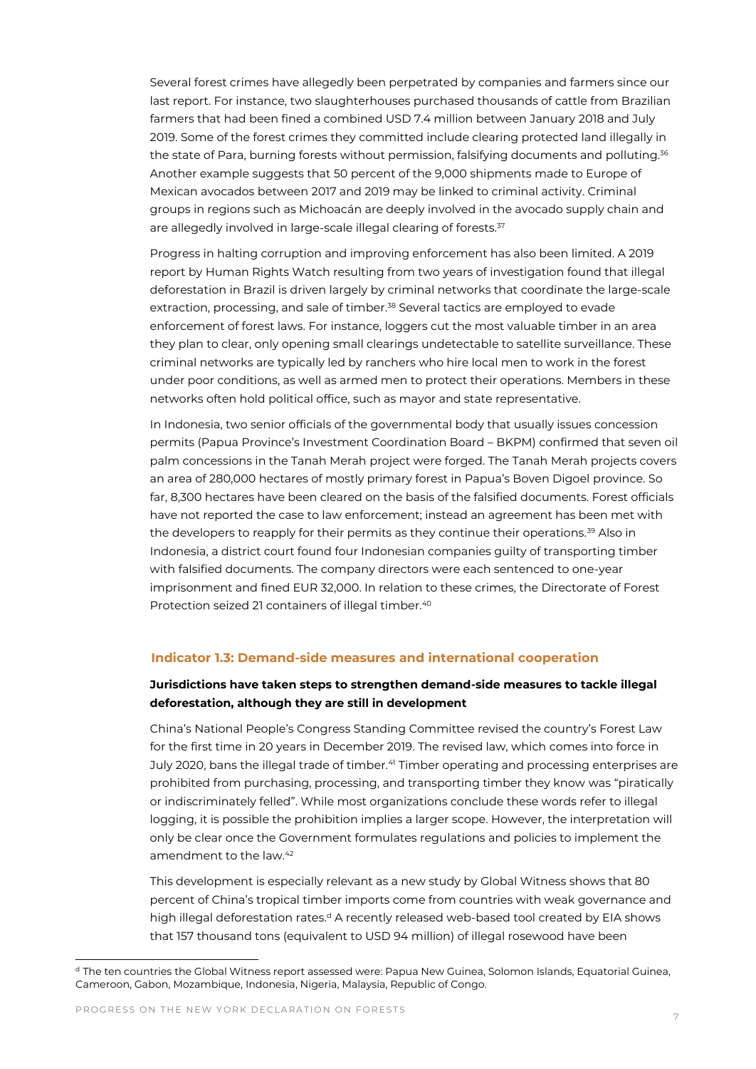Several forest crimes have allegedly been perpetrated by companies and farmers since our last report. For instance, two slaughterhouses purchased thousands of cattle from Brazilian farmers that had been fined a combined USD 7.4 million between January 2018 and July 2019. Some of the forest crimes they committed include clearing protected land illegally in the state of Para, burning forests without permission, falsifying documents and polluting.[36] Another example suggests that 50 percent of the 9,000 shipments made to Europe of Mexican avocados between 2017 and 2019 may be linked to criminal activity. Criminal groups in regions such as Michoacán are deeply involved in the avocado supply chain and are allegedly involved in large-scale illegal clearing of forests.[37]

Progress in halting corruption and improving enforcement has also been limited. A 2019 report by Human Rights Watch resulting from two years of investigation found that illegal deforestation in Brazil is driven largely by criminal networks that coordinate the large-scale extraction, processing, and sale of timber.[38] Several tactics are employed to evade enforcement of forest laws. For instance, loggers cut the most valuable timber in an area they plan to clear, only opening small clearings undetectable to satellite surveillance. These criminal networks are typically led by ranchers who hire local men to work in the forest under poor conditions, as well as armed men to protect their operations. Members in these networks often hold political office, such as mayor and state representative.

In Indonesia, two senior officials of the governmental body that usually issues concession permits (Papua Province's Investment Coordination Board – BKPM) confirmed that seven oil palm concessions in the Tanah Merah project were forged. The Tanah Merah projects covers an area of 280,000 hectares of mostly primary forest in Papua's Boven Digoel province. So far, 8,300 hectares have been cleared on the basis of the falsified documents. Forest officials have not reported the case to law enforcement; instead an agreement has been met with the developers to reapply for their permits as they continue their operations.[39] Also in Indonesia, a district court found four Indonesian companies guilty of transporting timber with falsified documents. The company directors were each sentenced to one-year imprisonment and fined EUR 32,000. In relation to these crimes, the Directorate of Forest Protection seized 21 containers of illegal timber.[40]

### Indicator 1.3: Demand-side measures and international cooperation

**Jurisdictions have taken steps to strengthen demand-side measures to tackle illegal deforestation, although they are still in development**

China's National People's Congress Standing Committee revised the country's Forest Law for the first time in 20 years in December 2019. The revised law, which comes into force in July 2020, bans the illegal trade of timber.[41] Timber operating and processing enterprises are prohibited from purchasing, processing, and transporting timber they know was "piratically or indiscriminately felled". While most organizations conclude these words refer to illegal logging, it is possible the prohibition implies a larger scope. However, the interpretation will only be clear once the Government formulates regulations and policies to implement the amendment to the law.[42]

This development is especially relevant as a new study by Global Witness shows that 80 percent of China's tropical timber imports come from countries with weak governance and high illegal deforestation rates.[d] A recently released web-based tool created by EIA shows that 157 thousand tons (equivalent to USD 94 million) of illegal rosewood have been

[d] The ten countries the Global Witness report assessed were: Papua New Guinea, Solomon Islands, Equatorial Guinea, Cameroon, Gabon, Mozambique, Indonesia, Nigeria, Malaysia, Republic of Congo.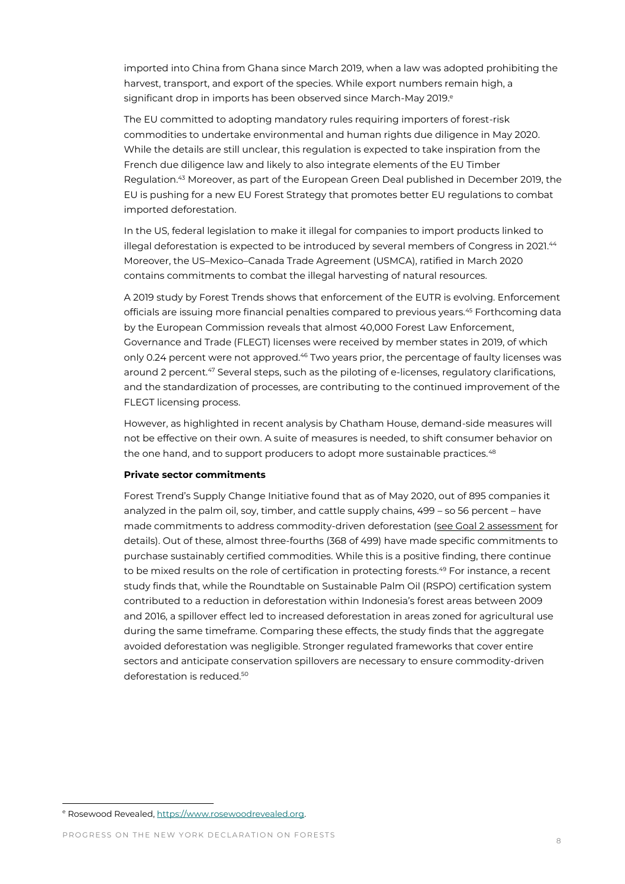imported into China from Ghana since March 2019, when a law was adopted prohibiting the harvest, transport, and export of the species. While export numbers remain high, a significant drop in imports has been observed since March-May 2019.[e]

The EU committed to adopting mandatory rules requiring importers of forest-risk commodities to undertake environmental and human rights due diligence in May 2020. While the details are still unclear, this regulation is expected to take inspiration from the French due diligence law and likely to also integrate elements of the EU Timber Regulation.[43] Moreover, as part of the European Green Deal published in December 2019, the EU is pushing for a new EU Forest Strategy that promotes better EU regulations to combat imported deforestation.

In the US, federal legislation to make it illegal for companies to import products linked to illegal deforestation is expected to be introduced by several members of Congress in 2021.[44] Moreover, the US–Mexico–Canada Trade Agreement (USMCA), ratified in March 2020 contains commitments to combat the illegal harvesting of natural resources.

A 2019 study by Forest Trends shows that enforcement of the EUTR is evolving. Enforcement officials are issuing more financial penalties compared to previous years.[45] Forthcoming data by the European Commission reveals that almost 40,000 Forest Law Enforcement, Governance and Trade (FLEGT) licenses were received by member states in 2019, of which only 0.24 percent were not approved.[46] Two years prior, the percentage of faulty licenses was around 2 percent.[47] Several steps, such as the piloting of e-licenses, regulatory clarifications, and the standardization of processes, are contributing to the continued improvement of the FLEGT licensing process.

However, as highlighted in recent analysis by Chatham House, demand-side measures will not be effective on their own. A suite of measures is needed, to shift consumer behavior on the one hand, and to support producers to adopt more sustainable practices.[48]

**Private sector commitments**

Forest Trend's Supply Change Initiative found that as of May 2020, out of 895 companies it analyzed in the palm oil, soy, timber, and cattle supply chains, 499 – so 56 percent – have made commitments to address commodity-driven deforestation (see Goal 2 assessment for details). Out of these, almost three-fourths (368 of 499) have made specific commitments to purchase sustainably certified commodities. While this is a positive finding, there continue to be mixed results on the role of certification in protecting forests.[49] For instance, a recent study finds that, while the Roundtable on Sustainable Palm Oil (RSPO) certification system contributed to a reduction in deforestation within Indonesia's forest areas between 2009 and 2016, a spillover effect led to increased deforestation in areas zoned for agricultural use during the same timeframe. Comparing these effects, the study finds that the aggregate avoided deforestation was negligible. Stronger regulated frameworks that cover entire sectors and anticipate conservation spillovers are necessary to ensure commodity-driven deforestation is reduced.[50]

[e] Rosewood Revealed, https://www.rosewoodrevealed.org.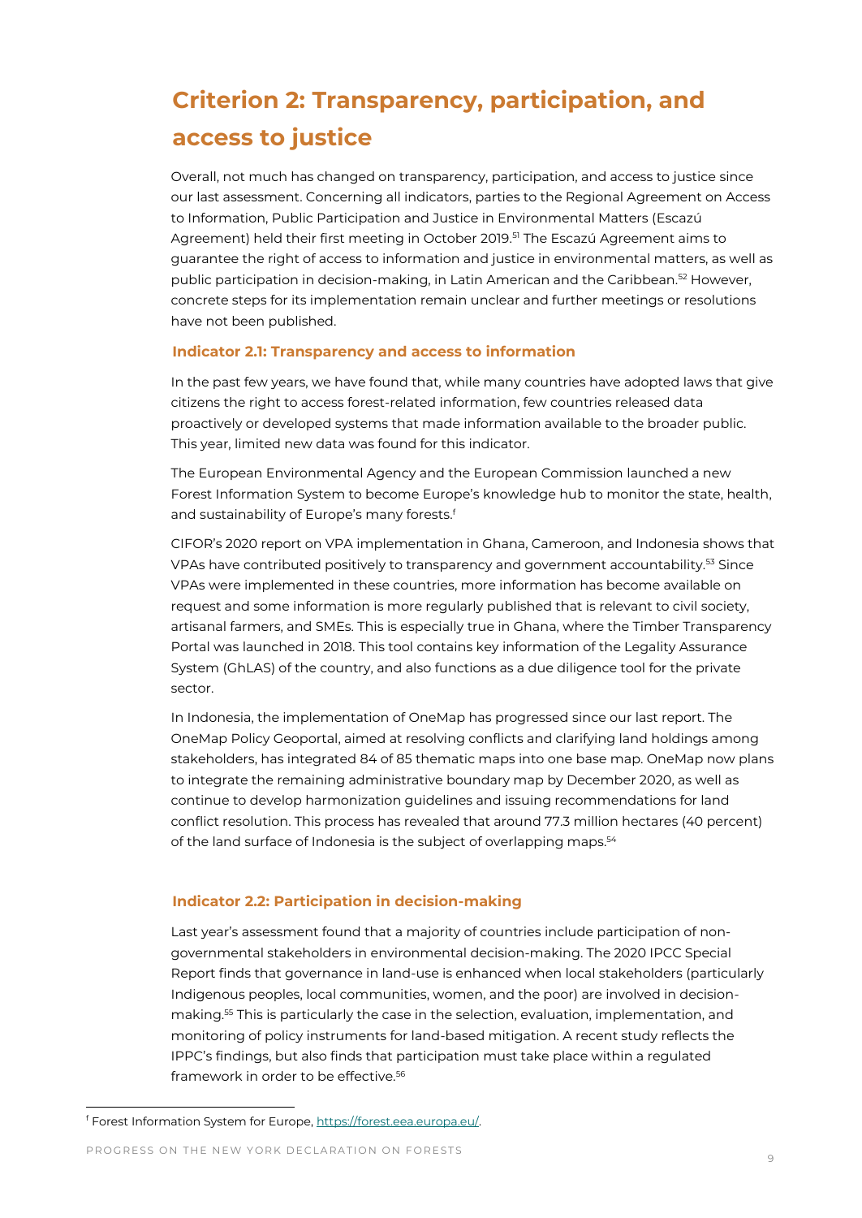## Criterion 2: Transparency, participation, and access to justice

Overall, not much has changed on transparency, participation, and access to justice since our last assessment. Concerning all indicators, parties to the Regional Agreement on Access to Information, Public Participation and Justice in Environmental Matters (Escazú Agreement) held their first meeting in October 2019.[51] The Escazú Agreement aims to guarantee the right of access to information and justice in environmental matters, as well as public participation in decision-making, in Latin American and the Caribbean.[52] However, concrete steps for its implementation remain unclear and further meetings or resolutions have not been published.

### Indicator 2.1: Transparency and access to information

In the past few years, we have found that, while many countries have adopted laws that give citizens the right to access forest-related information, few countries released data proactively or developed systems that made information available to the broader public. This year, limited new data was found for this indicator.

The European Environmental Agency and the European Commission launched a new Forest Information System to become Europe's knowledge hub to monitor the state, health, and sustainability of Europe's many forests.[f]

CIFOR's 2020 report on VPA implementation in Ghana, Cameroon, and Indonesia shows that VPAs have contributed positively to transparency and government accountability.[53] Since VPAs were implemented in these countries, more information has become available on request and some information is more regularly published that is relevant to civil society, artisanal farmers, and SMEs. This is especially true in Ghana, where the Timber Transparency Portal was launched in 2018. This tool contains key information of the Legality Assurance System (GhLAS) of the country, and also functions as a due diligence tool for the private sector.

In Indonesia, the implementation of OneMap has progressed since our last report. The OneMap Policy Geoportal, aimed at resolving conflicts and clarifying land holdings among stakeholders, has integrated 84 of 85 thematic maps into one base map. OneMap now plans to integrate the remaining administrative boundary map by December 2020, as well as continue to develop harmonization guidelines and issuing recommendations for land conflict resolution. This process has revealed that around 77.3 million hectares (40 percent) of the land surface of Indonesia is the subject of overlapping maps.[54]

### Indicator 2.2: Participation in decision-making

Last year's assessment found that a majority of countries include participation of non-governmental stakeholders in environmental decision-making. The 2020 IPCC Special Report finds that governance in land-use is enhanced when local stakeholders (particularly Indigenous peoples, local communities, women, and the poor) are involved in decision-making.[55] This is particularly the case in the selection, evaluation, implementation, and monitoring of policy instruments for land-based mitigation. A recent study reflects the IPPC's findings, but also finds that participation must take place within a regulated framework in order to be effective.[56]

---

[f] Forest Information System for Europe, https://forest.eea.europa.eu/.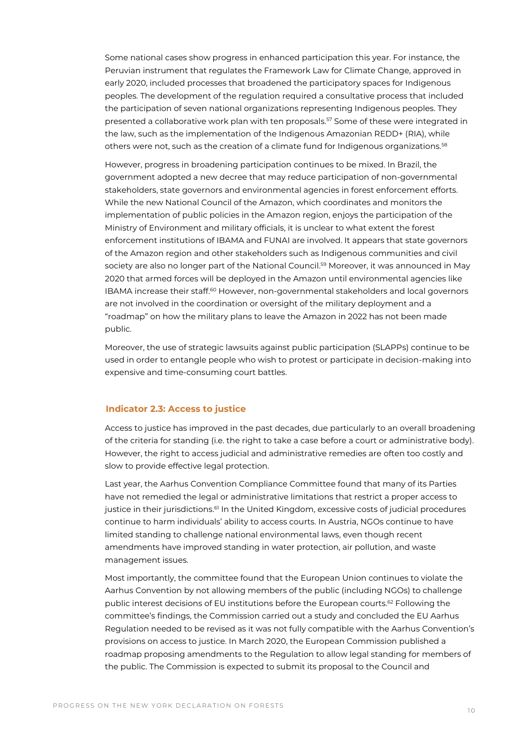Some national cases show progress in enhanced participation this year. For instance, the Peruvian instrument that regulates the Framework Law for Climate Change, approved in early 2020, included processes that broadened the participatory spaces for Indigenous peoples. The development of the regulation required a consultative process that included the participation of seven national organizations representing Indigenous peoples. They presented a collaborative work plan with ten proposals.[57] Some of these were integrated in the law, such as the implementation of the Indigenous Amazonian REDD+ (RIA), while others were not, such as the creation of a climate fund for Indigenous organizations.[58]

However, progress in broadening participation continues to be mixed. In Brazil, the government adopted a new decree that may reduce participation of non-governmental stakeholders, state governors and environmental agencies in forest enforcement efforts. While the new National Council of the Amazon, which coordinates and monitors the implementation of public policies in the Amazon region, enjoys the participation of the Ministry of Environment and military officials, it is unclear to what extent the forest enforcement institutions of IBAMA and FUNAI are involved. It appears that state governors of the Amazon region and other stakeholders such as Indigenous communities and civil society are also no longer part of the National Council.[59] Moreover, it was announced in May 2020 that armed forces will be deployed in the Amazon until environmental agencies like IBAMA increase their staff.[60] However, non-governmental stakeholders and local governors are not involved in the coordination or oversight of the military deployment and a "roadmap" on how the military plans to leave the Amazon in 2022 has not been made public.

Moreover, the use of strategic lawsuits against public participation (SLAPPs) continue to be used in order to entangle people who wish to protest or participate in decision-making into expensive and time-consuming court battles.

### Indicator 2.3: Access to justice

Access to justice has improved in the past decades, due particularly to an overall broadening of the criteria for standing (i.e. the right to take a case before a court or administrative body). However, the right to access judicial and administrative remedies are often too costly and slow to provide effective legal protection.

Last year, the Aarhus Convention Compliance Committee found that many of its Parties have not remedied the legal or administrative limitations that restrict a proper access to justice in their jurisdictions.[61] In the United Kingdom, excessive costs of judicial procedures continue to harm individuals' ability to access courts. In Austria, NGOs continue to have limited standing to challenge national environmental laws, even though recent amendments have improved standing in water protection, air pollution, and waste management issues.

Most importantly, the committee found that the European Union continues to violate the Aarhus Convention by not allowing members of the public (including NGOs) to challenge public interest decisions of EU institutions before the European courts.[62] Following the committee's findings, the Commission carried out a study and concluded the EU Aarhus Regulation needed to be revised as it was not fully compatible with the Aarhus Convention's provisions on access to justice. In March 2020, the European Commission published a roadmap proposing amendments to the Regulation to allow legal standing for members of the public. The Commission is expected to submit its proposal to the Council and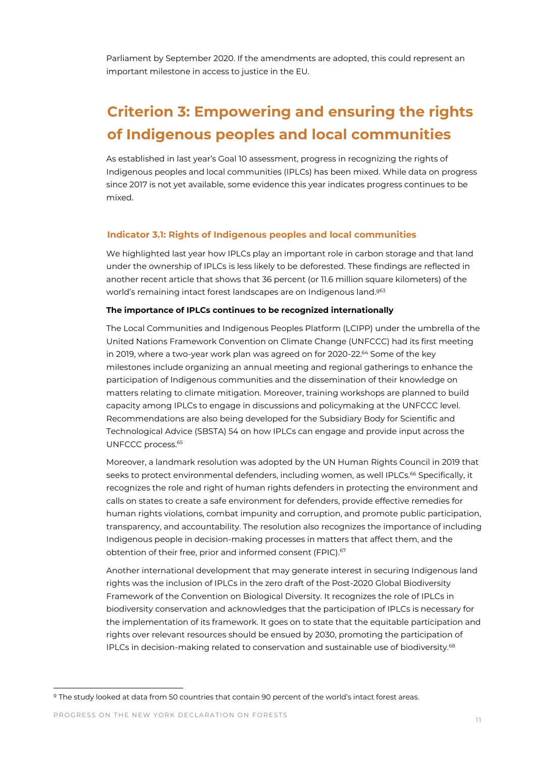Parliament by September 2020. If the amendments are adopted, this could represent an important milestone in access to justice in the EU.

## Criterion 3: Empowering and ensuring the rights of Indigenous peoples and local communities

As established in last year's Goal 10 assessment, progress in recognizing the rights of Indigenous peoples and local communities (IPLCs) has been mixed. While data on progress since 2017 is not yet available, some evidence this year indicates progress continues to be mixed.

### Indicator 3.1: Rights of Indigenous peoples and local communities

We highlighted last year how IPLCs play an important role in carbon storage and that land under the ownership of IPLCs is less likely to be deforested. These findings are reflected in another recent article that shows that 36 percent (or 11.6 million square kilometers) of the world's remaining intact forest landscapes are on Indigenous land.[9][63]

**The importance of IPLCs continues to be recognized internationally**

The Local Communities and Indigenous Peoples Platform (LCIPP) under the umbrella of the United Nations Framework Convention on Climate Change (UNFCCC) had its first meeting in 2019, where a two-year work plan was agreed on for 2020-22.[64] Some of the key milestones include organizing an annual meeting and regional gatherings to enhance the participation of Indigenous communities and the dissemination of their knowledge on matters relating to climate mitigation. Moreover, training workshops are planned to build capacity among IPLCs to engage in discussions and policymaking at the UNFCCC level. Recommendations are also being developed for the Subsidiary Body for Scientific and Technological Advice (SBSTA) 54 on how IPLCs can engage and provide input across the UNFCCC process.[65]

Moreover, a landmark resolution was adopted by the UN Human Rights Council in 2019 that seeks to protect environmental defenders, including women, as well IPLCs.[66] Specifically, it recognizes the role and right of human rights defenders in protecting the environment and calls on states to create a safe environment for defenders, provide effective remedies for human rights violations, combat impunity and corruption, and promote public participation, transparency, and accountability. The resolution also recognizes the importance of including Indigenous people in decision-making processes in matters that affect them, and the obtention of their free, prior and informed consent (FPIC).[67]

Another international development that may generate interest in securing Indigenous land rights was the inclusion of IPLCs in the zero draft of the Post-2020 Global Biodiversity Framework of the Convention on Biological Diversity. It recognizes the role of IPLCs in biodiversity conservation and acknowledges that the participation of IPLCs is necessary for the implementation of its framework. It goes on to state that the equitable participation and rights over relevant resources should be ensued by 2030, promoting the participation of IPLCs in decision-making related to conservation and sustainable use of biodiversity.[68]

---

[9] The study looked at data from 50 countries that contain 90 percent of the world's intact forest areas.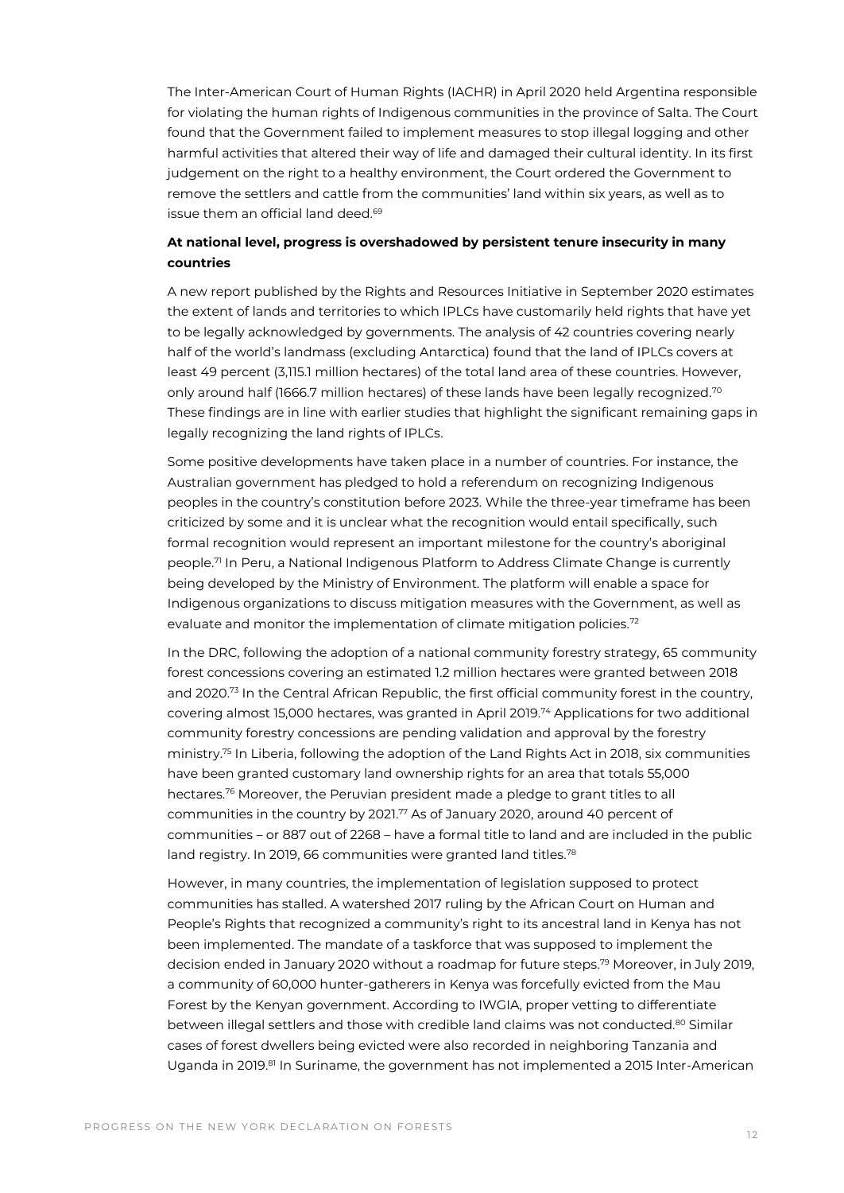The Inter-American Court of Human Rights (IACHR) in April 2020 held Argentina responsible for violating the human rights of Indigenous communities in the province of Salta. The Court found that the Government failed to implement measures to stop illegal logging and other harmful activities that altered their way of life and damaged their cultural identity. In its first judgement on the right to a healthy environment, the Court ordered the Government to remove the settlers and cattle from the communities' land within six years, as well as to issue them an official land deed.[69]

**At national level, progress is overshadowed by persistent tenure insecurity in many countries**

A new report published by the Rights and Resources Initiative in September 2020 estimates the extent of lands and territories to which IPLCs have customarily held rights that have yet to be legally acknowledged by governments. The analysis of 42 countries covering nearly half of the world's landmass (excluding Antarctica) found that the land of IPLCs covers at least 49 percent (3,115.1 million hectares) of the total land area of these countries. However, only around half (1666.7 million hectares) of these lands have been legally recognized.[70] These findings are in line with earlier studies that highlight the significant remaining gaps in legally recognizing the land rights of IPLCs.

Some positive developments have taken place in a number of countries. For instance, the Australian government has pledged to hold a referendum on recognizing Indigenous peoples in the country's constitution before 2023. While the three-year timeframe has been criticized by some and it is unclear what the recognition would entail specifically, such formal recognition would represent an important milestone for the country's aboriginal people.[71] In Peru, a National Indigenous Platform to Address Climate Change is currently being developed by the Ministry of Environment. The platform will enable a space for Indigenous organizations to discuss mitigation measures with the Government, as well as evaluate and monitor the implementation of climate mitigation policies.[72]

In the DRC, following the adoption of a national community forestry strategy, 65 community forest concessions covering an estimated 1.2 million hectares were granted between 2018 and 2020.[73] In the Central African Republic, the first official community forest in the country, covering almost 15,000 hectares, was granted in April 2019.[74] Applications for two additional community forestry concessions are pending validation and approval by the forestry ministry.[75] In Liberia, following the adoption of the Land Rights Act in 2018, six communities have been granted customary land ownership rights for an area that totals 55,000 hectares.[76] Moreover, the Peruvian president made a pledge to grant titles to all communities in the country by 2021.[77] As of January 2020, around 40 percent of communities – or 887 out of 2268 – have a formal title to land and are included in the public land registry. In 2019, 66 communities were granted land titles.[78]

However, in many countries, the implementation of legislation supposed to protect communities has stalled. A watershed 2017 ruling by the African Court on Human and People's Rights that recognized a community's right to its ancestral land in Kenya has not been implemented. The mandate of a taskforce that was supposed to implement the decision ended in January 2020 without a roadmap for future steps.[79] Moreover, in July 2019, a community of 60,000 hunter-gatherers in Kenya was forcefully evicted from the Mau Forest by the Kenyan government. According to IWGIA, proper vetting to differentiate between illegal settlers and those with credible land claims was not conducted.[80] Similar cases of forest dwellers being evicted were also recorded in neighboring Tanzania and Uganda in 2019.[81] In Suriname, the government has not implemented a 2015 Inter-American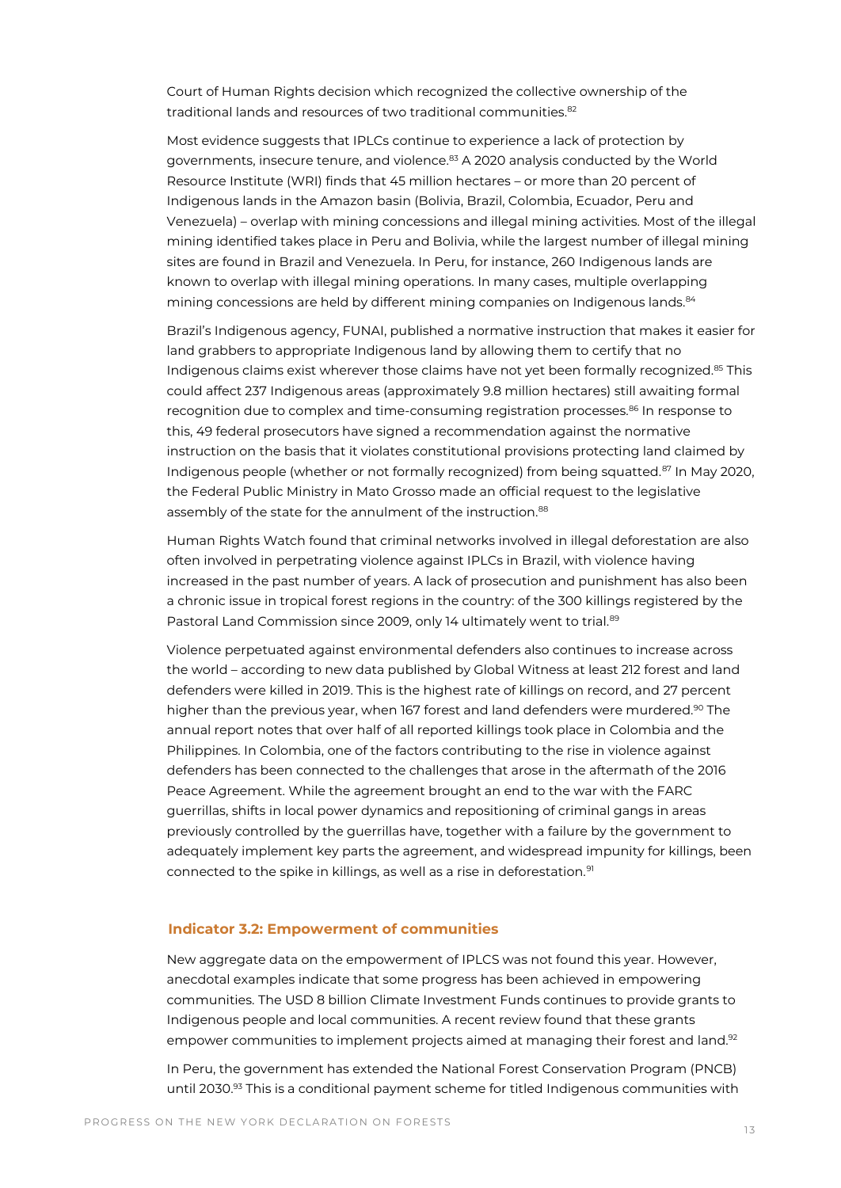Court of Human Rights decision which recognized the collective ownership of the traditional lands and resources of two traditional communities.[82]

Most evidence suggests that IPLCs continue to experience a lack of protection by governments, insecure tenure, and violence.[83] A 2020 analysis conducted by the World Resource Institute (WRI) finds that 45 million hectares – or more than 20 percent of Indigenous lands in the Amazon basin (Bolivia, Brazil, Colombia, Ecuador, Peru and Venezuela) – overlap with mining concessions and illegal mining activities. Most of the illegal mining identified takes place in Peru and Bolivia, while the largest number of illegal mining sites are found in Brazil and Venezuela. In Peru, for instance, 260 Indigenous lands are known to overlap with illegal mining operations. In many cases, multiple overlapping mining concessions are held by different mining companies on Indigenous lands.[84]

Brazil's Indigenous agency, FUNAI, published a normative instruction that makes it easier for land grabbers to appropriate Indigenous land by allowing them to certify that no Indigenous claims exist wherever those claims have not yet been formally recognized.[85] This could affect 237 Indigenous areas (approximately 9.8 million hectares) still awaiting formal recognition due to complex and time-consuming registration processes.[86] In response to this, 49 federal prosecutors have signed a recommendation against the normative instruction on the basis that it violates constitutional provisions protecting land claimed by Indigenous people (whether or not formally recognized) from being squatted.[87] In May 2020, the Federal Public Ministry in Mato Grosso made an official request to the legislative assembly of the state for the annulment of the instruction.[88]

Human Rights Watch found that criminal networks involved in illegal deforestation are also often involved in perpetrating violence against IPLCs in Brazil, with violence having increased in the past number of years. A lack of prosecution and punishment has also been a chronic issue in tropical forest regions in the country: of the 300 killings registered by the Pastoral Land Commission since 2009, only 14 ultimately went to trial.[89]

Violence perpetuated against environmental defenders also continues to increase across the world – according to new data published by Global Witness at least 212 forest and land defenders were killed in 2019. This is the highest rate of killings on record, and 27 percent higher than the previous year, when 167 forest and land defenders were murdered.[90] The annual report notes that over half of all reported killings took place in Colombia and the Philippines. In Colombia, one of the factors contributing to the rise in violence against defenders has been connected to the challenges that arose in the aftermath of the 2016 Peace Agreement. While the agreement brought an end to the war with the FARC guerrillas, shifts in local power dynamics and repositioning of criminal gangs in areas previously controlled by the guerrillas have, together with a failure by the government to adequately implement key parts the agreement, and widespread impunity for killings, been connected to the spike in killings, as well as a rise in deforestation.[91]

### Indicator 3.2: Empowerment of communities

New aggregate data on the empowerment of IPLCS was not found this year. However, anecdotal examples indicate that some progress has been achieved in empowering communities. The USD 8 billion Climate Investment Funds continues to provide grants to Indigenous people and local communities. A recent review found that these grants empower communities to implement projects aimed at managing their forest and land.[92]

In Peru, the government has extended the National Forest Conservation Program (PNCB) until 2030.[93] This is a conditional payment scheme for titled Indigenous communities with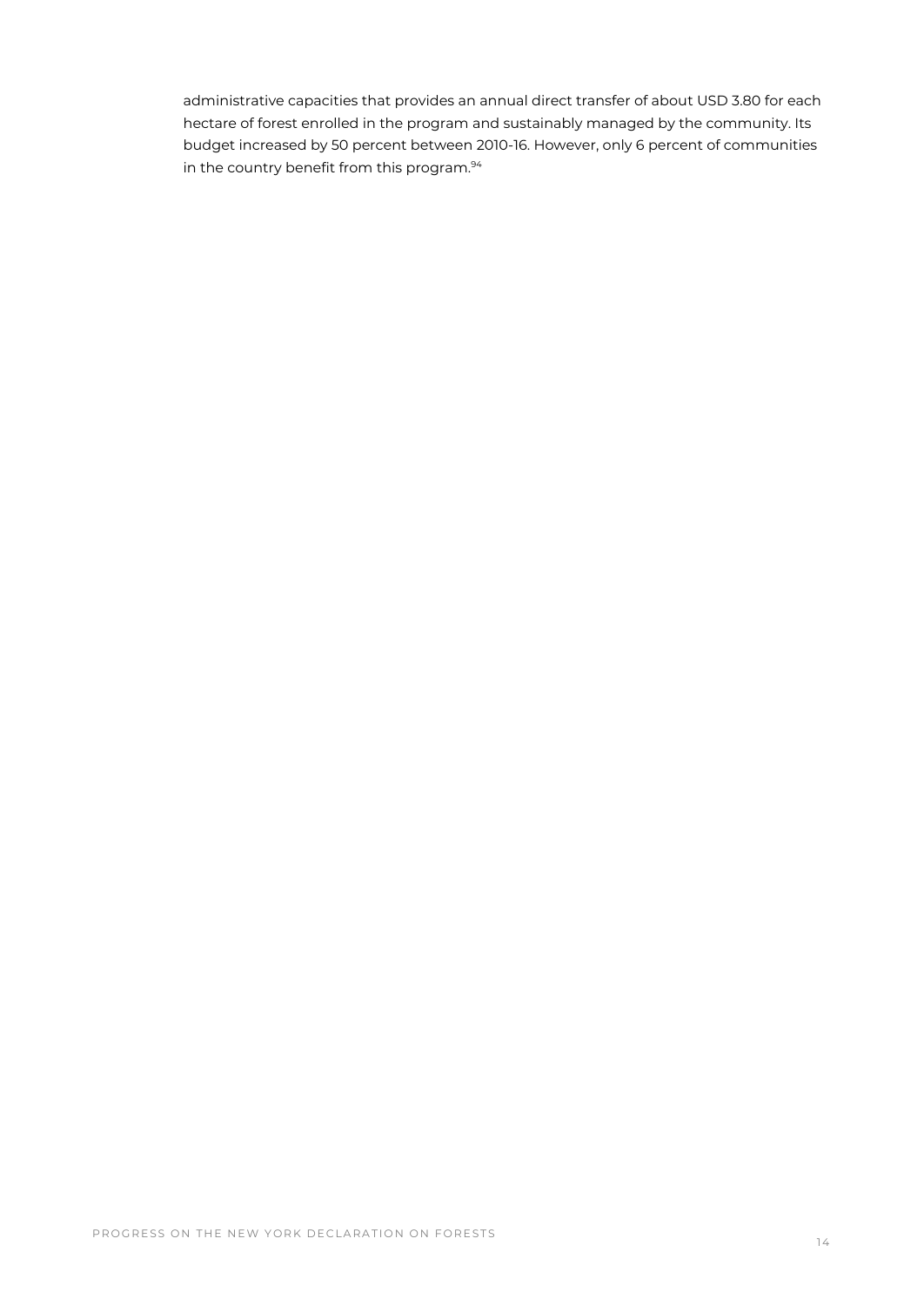administrative capacities that provides an annual direct transfer of about USD 3.80 for each hectare of forest enrolled in the program and sustainably managed by the community. Its budget increased by 50 percent between 2010-16. However, only 6 percent of communities in the country benefit from this program.[94]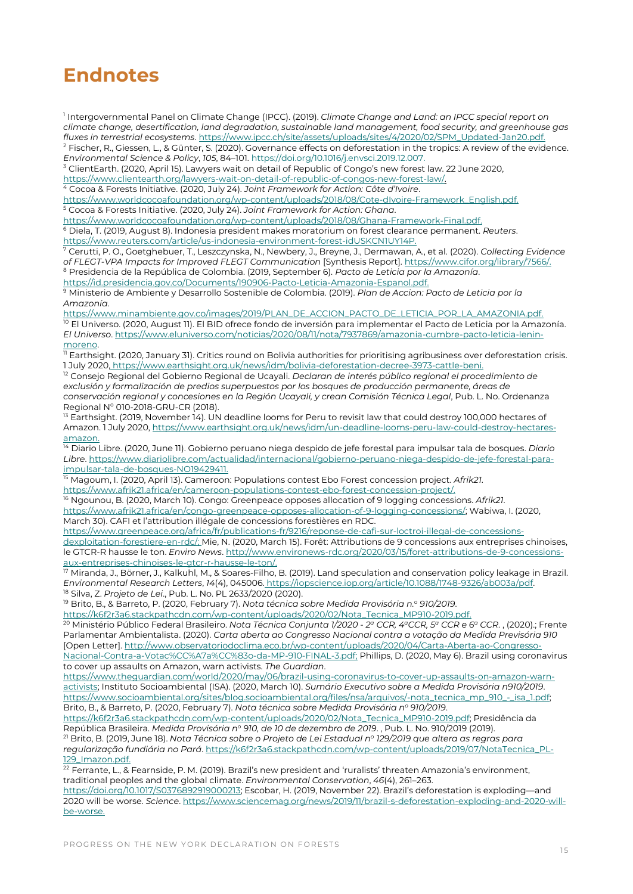# Endnotes

[1] Intergovernmental Panel on Climate Change (IPCC). (2019). *Climate Change and Land: an IPCC special report on climate change, desertification, land degradation, sustainable land management, food security, and greenhouse gas fluxes in terrestrial ecosystems*. https://www.ipcc.ch/site/assets/uploads/sites/4/2020/02/SPM_Updated-Jan20.pdf.

[2] Fischer, R., Giessen, L., & Günter, S. (2020). Governance effects on deforestation in the tropics: A review of the evidence. *Environmental Science & Policy*, *105*, 84–101. https://doi.org/10.1016/j.envsci.2019.12.007.

[3] ClientEarth. (2020, April 15). Lawyers wait on detail of Republic of Congo's new forest law. 22 June 2020, https://www.clientearth.org/lawyers-wait-on-detail-of-republic-of-congos-new-forest-law/.

[4] Cocoa & Forests Initiative. (2020, July 24). *Joint Framework for Action: Côte d'Ivoire*. https://www.worldcocoafoundation.org/wp-content/uploads/2018/08/Cote-dIvoire-Framework_English.pdf.

[5] Cocoa & Forests Initiative. (2020, July 24). *Joint Framework for Action: Ghana*. https://www.worldcocoafoundation.org/wp-content/uploads/2018/08/Ghana-Framework-Final.pdf.

[6] Diela, T. (2019, August 8). Indonesia president makes moratorium on forest clearance permanent. *Reuters*. https://www.reuters.com/article/us-indonesia-environment-forest-idUSKCN1UY14P.

[7] Cerutti, P. O., Goetghebuer, T., Leszczynska, N., Newbery, J., Breyne, J., Dermawan, A., et al. (2020). *Collecting Evidence of FLEGT-VPA Impacts for Improved FLEGT Communication* [Synthesis Report]. https://www.cifor.org/library/7566/.

[8] Presidencia de la República de Colombia. (2019, September 6). *Pacto de Leticia por la Amazonía*. https://id.presidencia.gov.co/Documents/190906-Pacto-Leticia-Amazonia-Espanol.pdf.

[9] Ministerio de Ambiente y Desarrollo Sostenible de Colombia. (2019). *Plan de Accion: Pacto de Leticia por la Amazonía*. https://www.minambiente.gov.co/images/2019/PLAN_DE_ACCION_PACTO_DE_LETICIA_POR_LA_AMAZONIA.pdf.

[10] El Universo. (2020, August 11). El BID ofrece fondo de inversión para implementar el Pacto de Leticia por la Amazonía. *El Universo*. https://www.eluniverso.com/noticias/2020/08/11/nota/7937869/amazonia-cumbre-pacto-leticia-lenin-moreno.

[11] Earthsight. (2020, January 31). Critics round on Bolivia authorities for prioritising agribusiness over deforestation crisis. 1 July 2020, https://www.earthsight.org.uk/news/idm/bolivia-deforestation-decree-3973-cattle-beni.

[12] Consejo Regional del Gobierno Regional de Ucayali. *Declaran de interés público regional el procedimiento de exclusión y formalización de predios superpuestos por los bosques de producción permanente, áreas de conservación regional y concesiones en la Región Ucayali, y crean Comisión Técnica Legal*, Pub. L. No. Ordenanza Regional N° 010-2018-GRU-CR (2018).

[13] Earthsight. (2019, November 14). UN deadline looms for Peru to revisit law that could destroy 100,000 hectares of Amazon. 1 July 2020, https://www.earthsight.org.uk/news/idm/un-deadline-looms-peru-law-could-destroy-hectares-amazon.

[14] Diario Libre. (2020, June 11). Gobierno peruano niega despido de jefe forestal para impulsar tala de bosques. *Diario Libre*. https://www.diariolibre.com/actualidad/internacional/gobierno-peruano-niega-despido-de-jefe-forestal-para-impulsar-tala-de-bosques-NO19429411.

[15] Magoum, I. (2020, April 13). Cameroon: Populations contest Ebo Forest concession project. *Afrik21*. https://www.afrik21.africa/en/cameroon-populations-contest-ebo-forest-concession-project/.

[16] Ngounou, B. (2020, March 10). Congo: Greenpeace opposes allocation of 9 logging concessions. *Afrik21*. https://www.afrik21.africa/en/congo-greenpeace-opposes-allocation-of-9-logging-concessions/; Wabiwa, I. (2020, March 30). CAFI et l'attribution illégale de concessions forestières en RDC. https://www.greenpeace.org/africa/fr/publications-fr/9216/reponse-de-cafi-sur-loctroi-illegal-de-concessions-dexploitation-forestiere-en-rdc/; Mie, N. (2020, March 15). Forêt: Attributions de 9 concessions aux entreprises chinoises, le GTCR-R hausse le ton. *Enviro News*. http://www.environews-rdc.org/2020/03/15/foret-attributions-de-9-concessions-aux-entreprises-chinoises-le-gtcr-r-hausse-le-ton/.

[17] Miranda, J., Börner, J., Kalkuhl, M., & Soares-Filho, B. (2019). Land speculation and conservation policy leakage in Brazil. *Environmental Research Letters*, *14*(4), 045006. https://iopscience.iop.org/article/10.1088/1748-9326/ab003a/pdf.

[18] Silva, Z. *Projeto de Lei*, Pub. L. No. PL 2633/2020 (2020).

[19] Brito, B., & Barreto, P. (2020, February 7). *Nota técnica sobre Medida Provisória n.º 910/2019*. https://k6f2r3a6.stackpathcdn.com/wp-content/uploads/2020/02/Nota_Tecnica_MP910-2019.pdf.

[20] Ministério Público Federal Brasileiro. *Nota Técnica Conjunta 1/2020 - 2ª CCR, 4ªCCR, 5ª CCR e 6ª CCR.* , (2020).; Frente Parlamentar Ambientalista. (2020). *Carta aberta ao Congresso Nacional contra a votação da Medida Previsória 910* [Open Letter]. http://www.observatoriodoclima.eco.br/wp-content/uploads/2020/04/Carta-Aberta-ao-Congresso-Nacional-Contra-a-Votac%CC%A7a%CC%83o-da-MP-910-FINAL-3.pdf; Phillips, D. (2020, May 6). Brazil using coronavirus to cover up assaults on Amazon, warn activists. *The Guardian*. https://www.theguardian.com/world/2020/may/06/brazil-using-coronavirus-to-cover-up-assaults-on-amazon-warn-activists; Instituto Socioambiental (ISA). (2020, March 10). *Sumário Executivo sobre a Medida Provisória n910/2019*. https://www.socioambiental.org/sites/blog.socioambiental.org/files/nsa/arquivos/-nota_tecnica_mp_910_-_isa_1.pdf; Brito, B., & Barreto, P. (2020, February 7). *Nota técnica sobre Medida Provisória nº 910/2019*. https://k6f2r3a6.stackpathcdn.com/wp-content/uploads/2020/02/Nota_Tecnica_MP910-2019.pdf; Presidência da República Brasileira. *Medida Provisória nº 910, de 10 de dezembro de 2019.* , Pub. L. No. 910/2019 (2019).

[21] Brito, B. (2019, June 18). *Nota Técnica sobre o Projeto de Lei Estadual nº 129/2019 que altera as regras para regularização fundiária no Pará*. https://k6f2r3a6.stackpathcdn.com/wp-content/uploads/2019/07/NotaTecnica_PL-129_Imazon.pdf.

[22] Ferrante, L., & Fearnside, P. M. (2019). Brazil's new president and 'ruralists' threaten Amazonia's environment, traditional peoples and the global climate. *Environmental Conservation*, *46*(4), 261–263. https://doi.org/10.1017/S0376892919000213; Escobar, H. (2019, November 22). Brazil's deforestation is exploding—and 2020 will be worse. *Science*. https://www.sciencemag.org/news/2019/11/brazil-s-deforestation-exploding-and-2020-will-be-worse.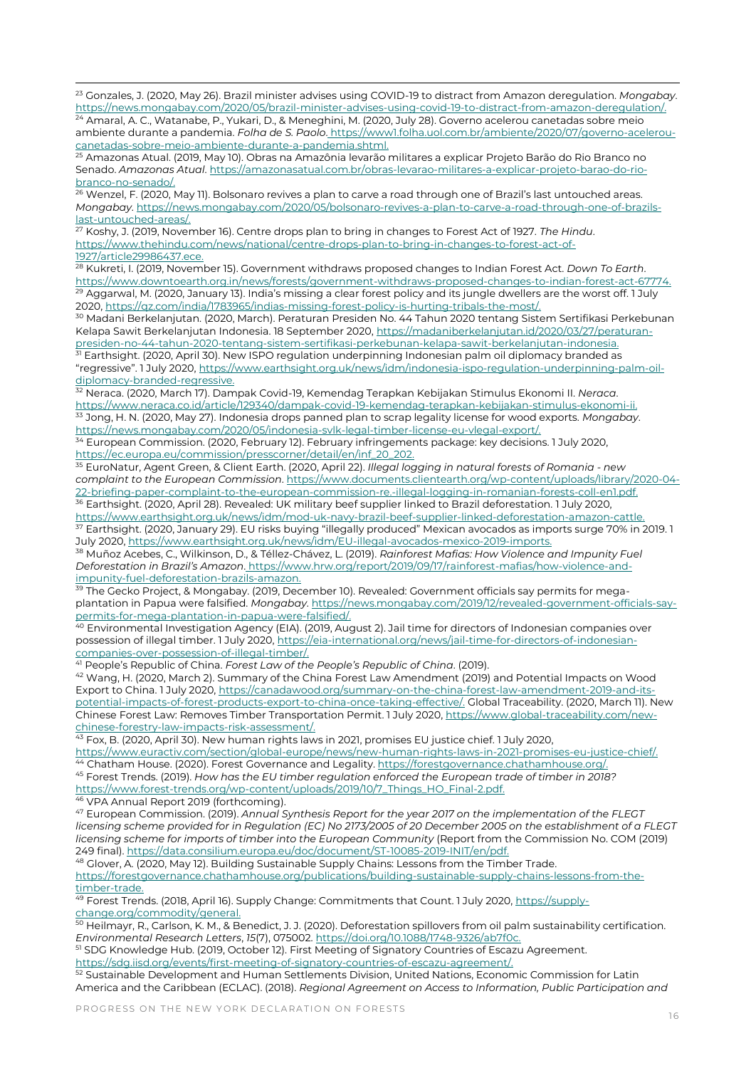[23] Gonzales, J. (2020, May 26). Brazil minister advises using COVID-19 to distract from Amazon deregulation. *Mongabay*. https://news.mongabay.com/2020/05/brazil-minister-advises-using-covid-19-to-distract-from-amazon-deregulation/.

[24] Amaral, A. C., Watanabe, P., Yukari, D., & Meneghini, M. (2020, July 28). Governo acelerou canetadas sobre meio ambiente durante a pandemia. *Folha de S. Paolo*. https://www1.folha.uol.com.br/ambiente/2020/07/governo-acelerou-canetadas-sobre-meio-ambiente-durante-a-pandemia.shtml.

[25] Amazonas Atual. (2019, May 10). Obras na Amazônia levarão militares a explicar Projeto Barão do Rio Branco no Senado. *Amazonas Atual*. https://amazonasatual.com.br/obras-levarao-militares-a-explicar-projeto-barao-do-rio-branco-no-senado/.

[26] Wenzel, F. (2020, May 11). Bolsonaro revives a plan to carve a road through one of Brazil's last untouched areas. *Mongabay*. https://news.mongabay.com/2020/05/bolsonaro-revives-a-plan-to-carve-a-road-through-one-of-brazils-last-untouched-areas/.

[27] Koshy, J. (2019, November 16). Centre drops plan to bring in changes to Forest Act of 1927. *The Hindu*. https://www.thehindu.com/news/national/centre-drops-plan-to-bring-in-changes-to-forest-act-of-1927/article29986437.ece.

[28] Kukreti, I. (2019, November 15). Government withdraws proposed changes to Indian Forest Act. *Down To Earth*. https://www.downtoearth.org.in/news/forests/government-withdraws-proposed-changes-to-indian-forest-act-67774.

[29] Aggarwal, M. (2020, January 13). India's missing a clear forest policy and its jungle dwellers are the worst off. 1 July 2020, https://qz.com/india/1783965/indias-missing-forest-policy-is-hurting-tribals-the-most/.

[30] Madani Berkelanjutan. (2020, March). Peraturan Presiden No. 44 Tahun 2020 tentang Sistem Sertifikasi Perkebunan Kelapa Sawit Berkelanjutan Indonesia. 18 September 2020, https://madaniberkelanjutan.id/2020/03/27/peraturan-presiden-no-44-tahun-2020-tentang-sistem-sertifikasi-perkebunan-kelapa-sawit-berkelanjutan-indonesia.

[31] Earthsight. (2020, April 30). New ISPO regulation underpinning Indonesian palm oil diplomacy branded as "regressive". 1 July 2020, https://www.earthsight.org.uk/news/idm/indonesia-ispo-regulation-underpinning-palm-oil-diplomacy-branded-regressive.

[32] Neraca. (2020, March 17). Dampak Covid-19, Kemendag Terapkan Kebijakan Stimulus Ekonomi II. *Neraca*. https://www.neraca.co.id/article/129340/dampak-covid-19-kemendag-terapkan-kebijakan-stimulus-ekonomi-ii.

[33] Jong, H. N. (2020, May 27). Indonesia drops panned plan to scrap legality license for wood exports. *Mongabay*. https://news.mongabay.com/2020/05/indonesia-svlk-legal-timber-license-eu-vlegal-export/.

[34] European Commission. (2020, February 12). February infringements package: key decisions. 1 July 2020, https://ec.europa.eu/commission/presscorner/detail/en/inf_20_202.

[35] EuroNatur, Agent Green, & Client Earth. (2020, April 22). *Illegal logging in natural forests of Romania - new complaint to the European Commission*. https://www.documents.clientearth.org/wp-content/uploads/library/2020-04-22-briefing-paper-complaint-to-the-european-commission-re.-illegal-logging-in-romanian-forests-coll-en1.pdf.

[36] Earthsight. (2020, April 28). Revealed: UK military beef supplier linked to Brazil deforestation. 1 July 2020, https://www.earthsight.org.uk/news/idm/mod-uk-navy-brazil-beef-supplier-linked-deforestation-amazon-cattle.

[37] Earthsight. (2020, January 29). EU risks buying "illegally produced" Mexican avocados as imports surge 70% in 2019. 1 July 2020, https://www.earthsight.org.uk/news/idm/EU-illegal-avocados-mexico-2019-imports.

[38] Muñoz Acebes, C., Wilkinson, D., & Téllez-Chávez, L. (2019). *Rainforest Mafias: How Violence and Impunity Fuel Deforestation in Brazil's Amazon*. https://www.hrw.org/report/2019/09/17/rainforest-mafias/how-violence-and-impunity-fuel-deforestation-brazils-amazon.

[39] The Gecko Project, & Mongabay. (2019, December 10). Revealed: Government officials say permits for mega-plantation in Papua were falsified. *Mongabay*. https://news.mongabay.com/2019/12/revealed-government-officials-say-permits-for-mega-plantation-in-papua-were-falsified/.

[40] Environmental Investigation Agency (EIA). (2019, August 2). Jail time for directors of Indonesian companies over possession of illegal timber. 1 July 2020, https://eia-international.org/news/jail-time-for-directors-of-indonesian-companies-over-possession-of-illegal-timber/.

[41] People's Republic of China. *Forest Law of the People's Republic of China*. (2019).

[42] Wang, H. (2020, March 2). Summary of the China Forest Law Amendment (2019) and Potential Impacts on Wood Export to China. 1 July 2020, https://canadawood.org/summary-on-the-china-forest-law-amendment-2019-and-its-potential-impacts-of-forest-products-export-to-china-once-taking-effective/. Global Traceability. (2020, March 11). New Chinese Forest Law: Removes Timber Transportation Permit. 1 July 2020, https://www.global-traceability.com/new-chinese-forestry-law-impacts-risk-assessment/.

[43] Fox, B. (2020, April 30). New human rights laws in 2021, promises EU justice chief. 1 July 2020, https://www.euractiv.com/section/global-europe/news/new-human-rights-laws-in-2021-promises-eu-justice-chief/.

[44] Chatham House. (2020). Forest Governance and Legality. https://forestgovernance.chathamhouse.org/.

[45] Forest Trends. (2019). *How has the EU timber regulation enforced the European trade of timber in 2018?* https://www.forest-trends.org/wp-content/uploads/2019/10/7_Things_HO_Final-2.pdf.

[46] VPA Annual Report 2019 (forthcoming).

[47] European Commission. (2019). *Annual Synthesis Report for the year 2017 on the implementation of the FLEGT licensing scheme provided for in Regulation (EC) No 2173/2005 of 20 December 2005 on the establishment of a FLEGT licensing scheme for imports of timber into the European Community* (Report from the Commission No. COM (2019) 249 final). https://data.consilium.europa.eu/doc/document/ST-10085-2019-INIT/en/pdf.

[48] Glover, A. (2020, May 12). Building Sustainable Supply Chains: Lessons from the Timber Trade. https://forestgovernance.chathamhouse.org/publications/building-sustainable-supply-chains-lessons-from-the-timber-trade.

[49] Forest Trends. (2018, April 16). Supply Change: Commitments that Count. 1 July 2020, https://supply-change.org/commodity/general.

[50] Heilmayr, R., Carlson, K. M., & Benedict, J. J. (2020). Deforestation spillovers from oil palm sustainability certification. *Environmental Research Letters*, *15*(7), 075002. https://doi.org/10.1088/1748-9326/ab7f0c.

[51] SDG Knowledge Hub. (2019, October 12). First Meeting of Signatory Countries of Escazu Agreement. https://sdg.iisd.org/events/first-meeting-of-signatory-countries-of-escazu-agreement/.

[52] Sustainable Development and Human Settlements Division, United Nations, Economic Commission for Latin America and the Caribbean (ECLAC). (2018). *Regional Agreement on Access to Information, Public Participation and*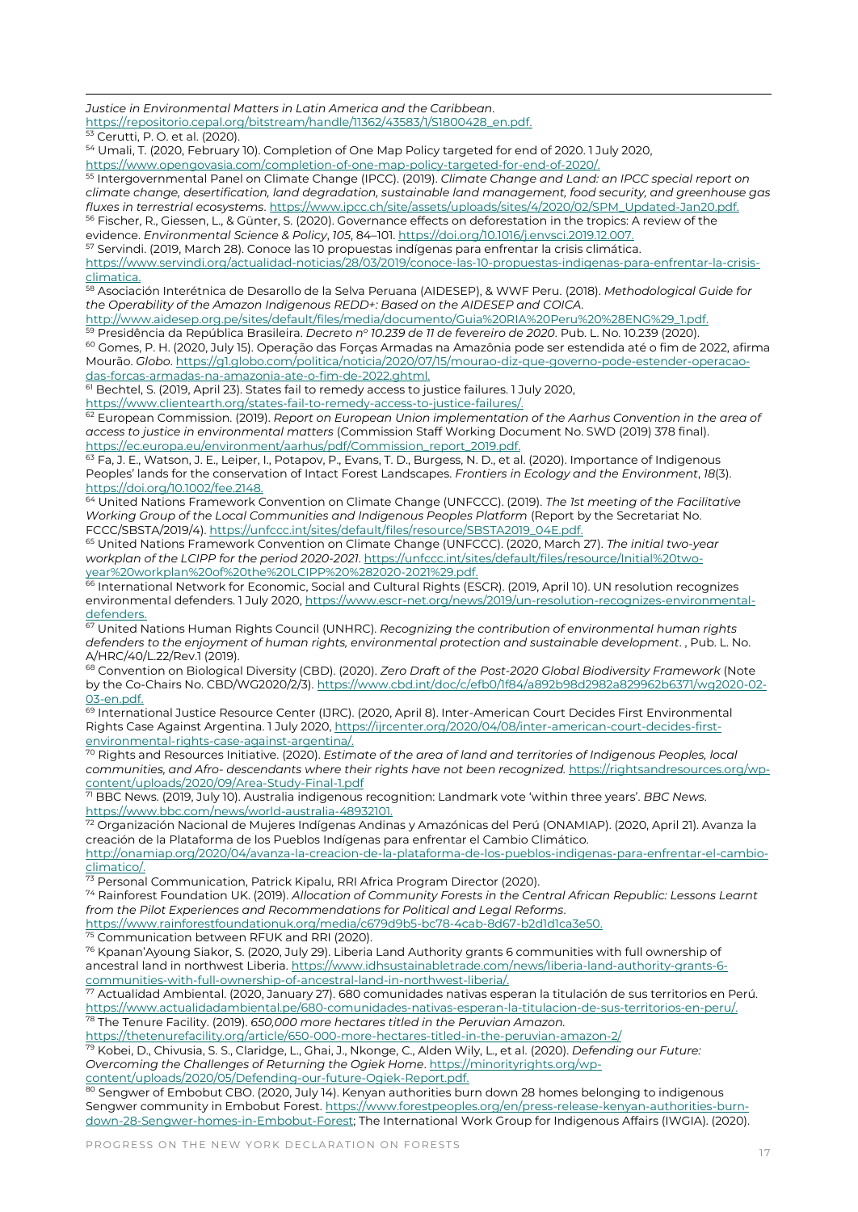*Justice in Environmental Matters in Latin America and the Caribbean*. https://repositorio.cepal.org/bitstream/handle/11362/43583/1/S1800428_en.pdf.

[53] Cerutti, P. O. et al. (2020).

[54] Umali, T. (2020, February 10). Completion of One Map Policy targeted for end of 2020. 1 July 2020, https://www.opengovasia.com/completion-of-one-map-policy-targeted-for-end-of-2020/.

[55] Intergovernmental Panel on Climate Change (IPCC). (2019). *Climate Change and Land: an IPCC special report on climate change, desertification, land degradation, sustainable land management, food security, and greenhouse gas fluxes in terrestrial ecosystems*. https://www.ipcc.ch/site/assets/uploads/sites/4/2020/02/SPM_Updated-Jan20.pdf.

[56] Fischer, R., Giessen, L., & Günter, S. (2020). Governance effects on deforestation in the tropics: A review of the evidence. *Environmental Science & Policy*, *105*, 84–101. https://doi.org/10.1016/j.envsci.2019.12.007.

[57] Servindi. (2019, March 28). Conoce las 10 propuestas indígenas para enfrentar la crisis climática. https://www.servindi.org/actualidad-noticias/28/03/2019/conoce-las-10-propuestas-indigenas-para-enfrentar-la-crisis-climatica.

[58] Asociación Interétnica de Desarollo de la Selva Peruana (AIDESEP), & WWF Peru. (2018). *Methodological Guide for the Operability of the Amazon Indigenous REDD+: Based on the AIDESEP and COICA*. http://www.aidesep.org.pe/sites/default/files/media/documento/Guia%20RIA%20Peru%20%28ENG%29_1.pdf.

[59] Presidência da República Brasileira. *Decreto nº 10.239 de 11 de fevereiro de 2020*. Pub. L. No. 10.239 (2020).

[60] Gomes, P. H. (2020, July 15). Operação das Forças Armadas na Amazônia pode ser estendida até o fim de 2022, afirma Mourão. *Globo*. https://g1.globo.com/politica/noticia/2020/07/15/mourao-diz-que-governo-pode-estender-operacao-das-forcas-armadas-na-amazonia-ate-o-fim-de-2022.ghtml.

[61] Bechtel, S. (2019, April 23). States fail to remedy access to justice failures. 1 July 2020, https://www.clientearth.org/states-fail-to-remedy-access-to-justice-failures/.

[62] European Commission. (2019). *Report on European Union implementation of the Aarhus Convention in the area of access to justice in environmental matters* (Commission Staff Working Document No. SWD (2019) 378 final). https://ec.europa.eu/environment/aarhus/pdf/Commission_report_2019.pdf.

[63] Fa, J. E., Watson, J. E., Leiper, I., Potapov, P., Evans, T. D., Burgess, N. D., et al. (2020). Importance of Indigenous Peoples' lands for the conservation of Intact Forest Landscapes. *Frontiers in Ecology and the Environment*, *18*(3). https://doi.org/10.1002/fee.2148.

[64] United Nations Framework Convention on Climate Change (UNFCCC). (2019). *The 1st meeting of the Facilitative Working Group of the Local Communities and Indigenous Peoples Platform* (Report by the Secretariat No. FCCC/SBSTA/2019/4). https://unfccc.int/sites/default/files/resource/SBSTA2019_04E.pdf.

[65] United Nations Framework Convention on Climate Change (UNFCCC). (2020, March 27). *The initial two-year workplan of the LCIPP for the period 2020-2021*. https://unfccc.int/sites/default/files/resource/Initial%20two-year%20workplan%20of%20the%20LCIPP%20%282020-2021%29.pdf.

[66] International Network for Economic, Social and Cultural Rights (ESCR). (2019, April 10). UN resolution recognizes environmental defenders. 1 July 2020, https://www.escr-net.org/news/2019/un-resolution-recognizes-environmental-defenders.

[67] United Nations Human Rights Council (UNHRC). *Recognizing the contribution of environmental human rights defenders to the enjoyment of human rights, environmental protection and sustainable development*. , Pub. L. No. A/HRC/40/L.22/Rev.1 (2019).

[68] Convention on Biological Diversity (CBD). (2020). *Zero Draft of the Post-2020 Global Biodiversity Framework* (Note by the Co-Chairs No. CBD/WG2020/2/3). https://www.cbd.int/doc/c/efb0/1f84/a892b98d2982a829962b6371/wg2020-02-03-en.pdf.

[69] International Justice Resource Center (IJRC). (2020, April 8). Inter-American Court Decides First Environmental Rights Case Against Argentina. 1 July 2020, https://ijrcenter.org/2020/04/08/inter-american-court-decides-first-environmental-rights-case-against-argentina/.

[70] Rights and Resources Initiative. (2020). *Estimate of the area of land and territories of Indigenous Peoples, local communities, and Afro- descendants where their rights have not been recognized.* https://rightsandresources.org/wp-content/uploads/2020/09/Area-Study-Final-1.pdf

[71] BBC News. (2019, July 10). Australia indigenous recognition: Landmark vote 'within three years'. *BBC News*. https://www.bbc.com/news/world-australia-48932101.

[72] Organización Nacional de Mujeres Indígenas Andinas y Amazónicas del Perú (ONAMIAP). (2020, April 21). Avanza la creación de la Plataforma de los Pueblos Indígenas para enfrentar el Cambio Climático. http://onamiap.org/2020/04/avanza-la-creacion-de-la-plataforma-de-los-pueblos-indigenas-para-enfrentar-el-cambio-climatico/.

[73] Personal Communication, Patrick Kipalu, RRI Africa Program Director (2020).

[74] Rainforest Foundation UK. (2019). *Allocation of Community Forests in the Central African Republic: Lessons Learnt from the Pilot Experiences and Recommendations for Political and Legal Reforms*. https://www.rainforestfoundationuk.org/media/c679d9b5-bc78-4cab-8d67-b2d1d1ca3e50.

[75] Communication between RFUK and RRI (2020).

[76] Kpanan'Ayoung Siakor, S. (2020, July 29). Liberia Land Authority grants 6 communities with full ownership of ancestral land in northwest Liberia. https://www.idhsustainabletrade.com/news/liberia-land-authority-grants-6-communities-with-full-ownership-of-ancestral-land-in-northwest-liberia/.

[77] Actualidad Ambiental. (2020, January 27). 680 comunidades nativas esperan la titulación de sus territorios en Perú. https://www.actualidadambiental.pe/680-comunidades-nativas-esperan-la-titulacion-de-sus-territorios-en-peru/.

[78] The Tenure Facility. (2019). *650,000 more hectares titled in the Peruvian Amazon.* https://thetenurefacility.org/article/650-000-more-hectares-titled-in-the-peruvian-amazon-2/

[79] Kobei, D., Chivusia, S. S., Claridge, L., Ghai, J., Nkonge, C., Alden Wily, L., et al. (2020). *Defending our Future: Overcoming the Challenges of Returning the Ogiek Home*. https://minorityrights.org/wp-content/uploads/2020/05/Defending-our-future-Ogiek-Report.pdf.

[80] Sengwer of Embobut CBO. (2020, July 14). Kenyan authorities burn down 28 homes belonging to indigenous Sengwer community in Embobut Forest. https://www.forestpeoples.org/en/press-release-kenyan-authorities-burn-down-28-Sengwer-homes-in-Embobut-Forest; The International Work Group for Indigenous Affairs (IWGIA). (2020).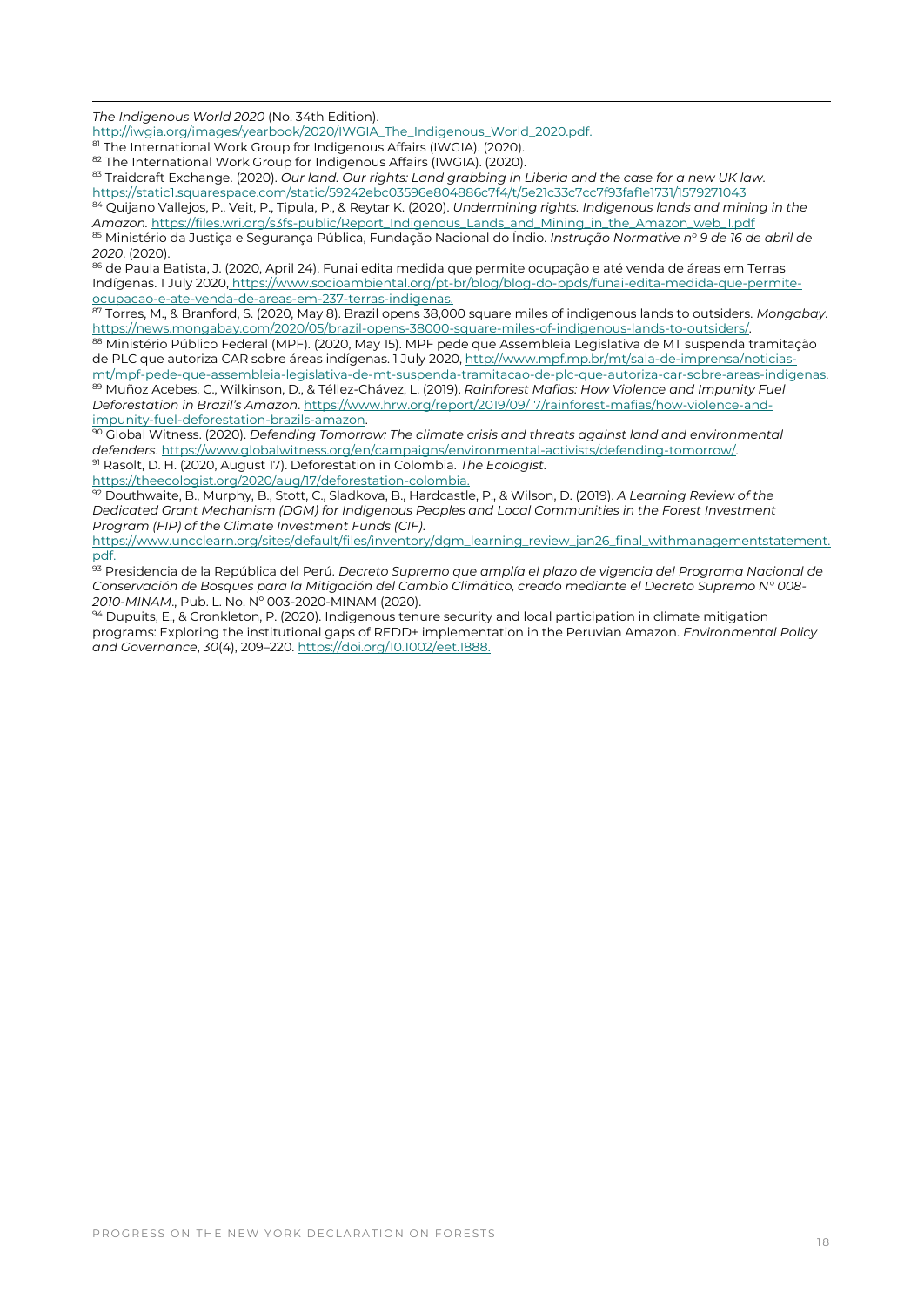*The Indigenous World 2020* (No. 34th Edition). http://iwgia.org/images/yearbook/2020/IWGIA_The_Indigenous_World_2020.pdf.

[81] The International Work Group for Indigenous Affairs (IWGIA). (2020).

[82] The International Work Group for Indigenous Affairs (IWGIA). (2020).

[83] Traidcraft Exchange. (2020). *Our land. Our rights: Land grabbing in Liberia and the case for a new UK law*. https://static1.squarespace.com/static/59242ebc03596e804886c7f4/t/5e21c33c7cc7f93faf1e1731/1579271043

[84] Quijano Vallejos, P., Veit, P., Tipula, P., & Reytar K. (2020). *Undermining rights. Indigenous lands and mining in the Amazon.* https://files.wri.org/s3fs-public/Report_Indigenous_Lands_and_Mining_in_the_Amazon_web_1.pdf

[85] Ministério da Justiça e Segurança Pública, Fundação Nacional do Índio. *Instrução Normative n° 9 de 16 de abril de 2020*. (2020).

[86] de Paula Batista, J. (2020, April 24). Funai edita medida que permite ocupação e até venda de áreas em Terras Indígenas. 1 July 2020, https://www.socioambiental.org/pt-br/blog/blog-do-ppds/funai-edita-medida-que-permite-ocupacao-e-ate-venda-de-areas-em-237-terras-indigenas.

[87] Torres, M., & Branford, S. (2020, May 8). Brazil opens 38,000 square miles of indigenous lands to outsiders. *Mongabay*. https://news.mongabay.com/2020/05/brazil-opens-38000-square-miles-of-indigenous-lands-to-outsiders/.

[88] Ministério Público Federal (MPF). (2020, May 15). MPF pede que Assembleia Legislativa de MT suspenda tramitação de PLC que autoriza CAR sobre áreas indígenas. 1 July 2020, http://www.mpf.mp.br/mt/sala-de-imprensa/noticias-mt/mpf-pede-que-assembleia-legislativa-de-mt-suspenda-tramitacao-de-plc-que-autoriza-car-sobre-areas-indigenas.

[89] Muñoz Acebes, C., Wilkinson, D., & Téllez-Chávez, L. (2019). *Rainforest Mafias: How Violence and Impunity Fuel Deforestation in Brazil's Amazon*. https://www.hrw.org/report/2019/09/17/rainforest-mafias/how-violence-and-impunity-fuel-deforestation-brazils-amazon.

[90] Global Witness. (2020). *Defending Tomorrow: The climate crisis and threats against land and environmental defenders*. https://www.globalwitness.org/en/campaigns/environmental-activists/defending-tomorrow/.

[91] Rasolt, D. H. (2020, August 17). Deforestation in Colombia. *The Ecologist*. https://theecologist.org/2020/aug/17/deforestation-colombia.

[92] Douthwaite, B., Murphy, B., Stott, C., Sladkova, B., Hardcastle, P., & Wilson, D. (2019). *A Learning Review of the Dedicated Grant Mechanism (DGM) for Indigenous Peoples and Local Communities in the Forest Investment Program (FIP) of the Climate Investment Funds (CIF).* https://www.uncclearn.org/sites/default/files/inventory/dgm_learning_review_jan26_final_withmanagementstatement.pdf.

[93] Presidencia de la República del Perú. *Decreto Supremo que amplía el plazo de vigencia del Programa Nacional de Conservación de Bosques para la Mitigación del Cambio Climático, creado mediante el Decreto Supremo N° 008-2010-MINAM*., Pub. L. No. N° 003-2020-MINAM (2020).

[94] Dupuits, E., & Cronkleton, P. (2020). Indigenous tenure security and local participation in climate mitigation programs: Exploring the institutional gaps of REDD+ implementation in the Peruvian Amazon. *Environmental Policy and Governance*, *30*(4), 209–220. https://doi.org/10.1002/eet.1888.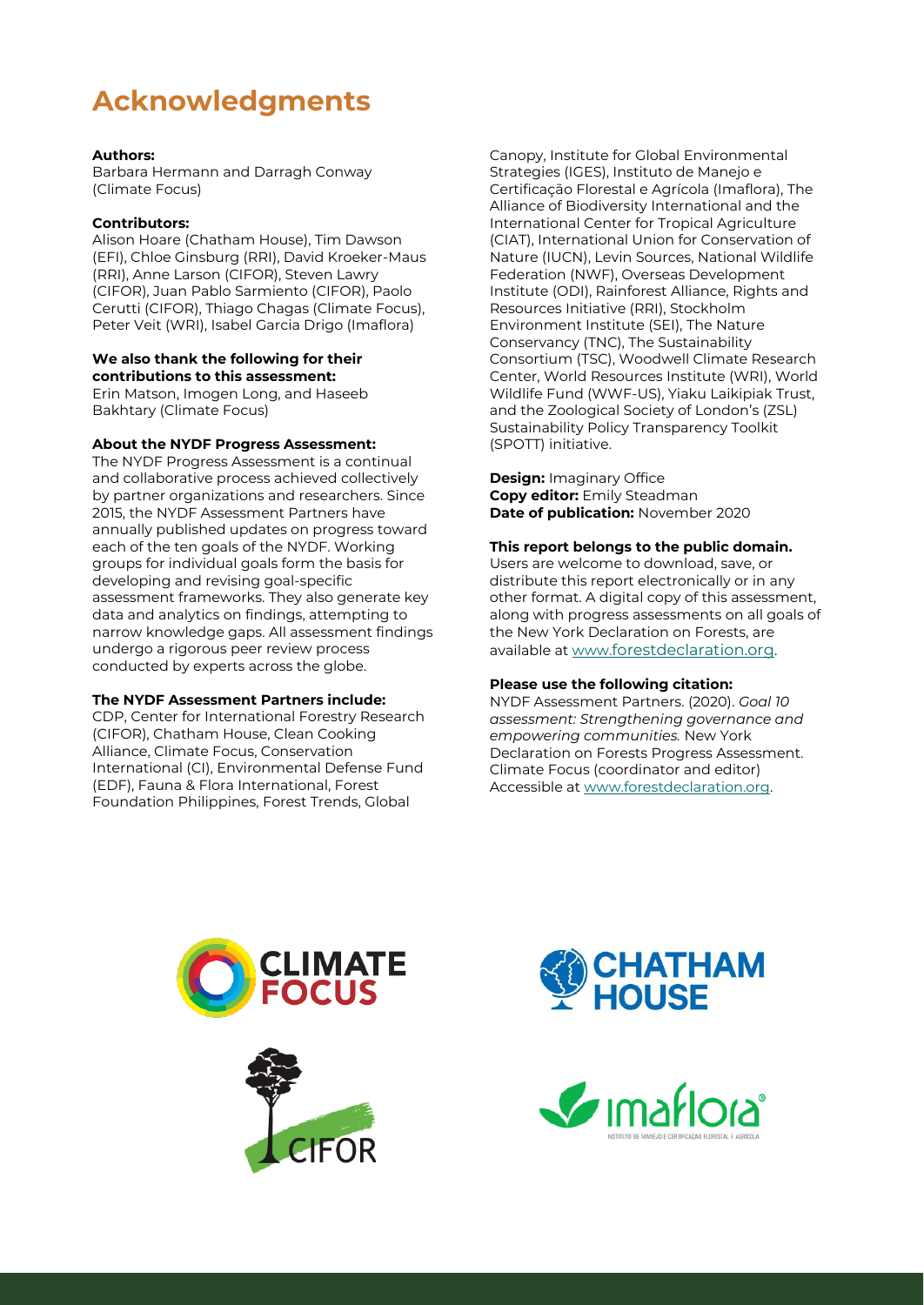# Acknowledgments

**Authors:**
Barbara Hermann and Darragh Conway (Climate Focus)

**Contributors:**
Alison Hoare (Chatham House), Tim Dawson (EFI), Chloe Ginsburg (RRI), David Kroeker-Maus (RRI), Anne Larson (CIFOR), Steven Lawry (CIFOR), Juan Pablo Sarmiento (CIFOR), Paolo Cerutti (CIFOR), Thiago Chagas (Climate Focus), Peter Veit (WRI), Isabel Garcia Drigo (Imaflora)

**We also thank the following for their contributions to this assessment:**
Erin Matson, Imogen Long, and Haseeb Bakhtary (Climate Focus)

**About the NYDF Progress Assessment:**
The NYDF Progress Assessment is a continual and collaborative process achieved collectively by partner organizations and researchers. Since 2015, the NYDF Assessment Partners have annually published updates on progress toward each of the ten goals of the NYDF. Working groups for individual goals form the basis for developing and revising goal-specific assessment frameworks. They also generate key data and analytics on findings, attempting to narrow knowledge gaps. All assessment findings undergo a rigorous peer review process conducted by experts across the globe.

**The NYDF Assessment Partners include:**
CDP, Center for International Forestry Research (CIFOR), Chatham House, Clean Cooking Alliance, Climate Focus, Conservation International (CI), Environmental Defense Fund (EDF), Fauna & Flora International, Forest Foundation Philippines, Forest Trends, Global Canopy, Institute for Global Environmental Strategies (IGES), Instituto de Manejo e Certificação Florestal e Agrícola (Imaflora), The Alliance of Biodiversity International and the International Center for Tropical Agriculture (CIAT), International Union for Conservation of Nature (IUCN), Levin Sources, National Wildlife Federation (NWF), Overseas Development Institute (ODI), Rainforest Alliance, Rights and Resources Initiative (RRI), Stockholm Environment Institute (SEI), The Nature Conservancy (TNC), The Sustainability Consortium (TSC), Woodwell Climate Research Center, World Resources Institute (WRI), World Wildlife Fund (WWF-US), Yiaku Laikipiak Trust, and the Zoological Society of London's (ZSL) Sustainability Policy Transparency Toolkit (SPOTT) initiative.

**Design:** Imaginary Office
**Copy editor:** Emily Steadman
**Date of publication:** November 2020

**This report belongs to the public domain.**
Users are welcome to download, save, or distribute this report electronically or in any other format. A digital copy of this assessment, along with progress assessments on all goals of the New York Declaration on Forests, are available at www.forestdeclaration.org.

**Please use the following citation:**
NYDF Assessment Partners. (2020). *Goal 10 assessment: Strengthening governance and empowering communities.* New York Declaration on Forests Progress Assessment. Climate Focus (coordinator and editor) Accessible at www.forestdeclaration.org.

CLIMATE FOCUS

CHATHAM HOUSE

CIFOR

imaflora
INSTITUTO DE MANEJO E CERTIFICAÇÃO FLORESTAL E AGRÍCOLA